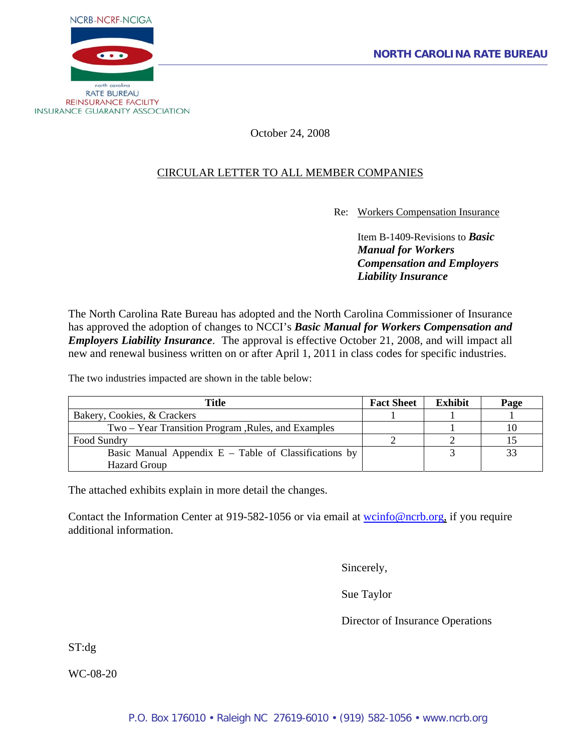NCRB-NCRF-NCIGA

north carolina
RATE BUREAU
REINSURANCE FACILITY
INSURANCE GUARANTY ASSOCIATION

**NORTH CAROLINA RATE BUREAU**

October 24, 2008

CIRCULAR LETTER TO ALL MEMBER COMPANIES

Re: Workers Compensation Insurance

Item B-1409-Revisions to ***Basic Manual for Workers Compensation and Employers Liability Insurance***

The North Carolina Rate Bureau has adopted and the North Carolina Commissioner of Insurance has approved the adoption of changes to NCCI's ***Basic Manual for Workers Compensation and Employers Liability Insurance***. The approval is effective October 21, 2008, and will impact all new and renewal business written on or after April 1, 2011 in class codes for specific industries.

The two industries impacted are shown in the table below:

| Title | Fact Sheet | Exhibit | Page |
|---|---|---|---|
| Bakery, Cookies, & Crackers | 1 | 1 | 1 |
| Two – Year Transition Program ,Rules, and Examples | | 1 | 10 |
| Food Sundry | 2 | 2 | 15 |
| Basic Manual Appendix E – Table of Classifications by Hazard Group | | 3 | 33 |

The attached exhibits explain in more detail the changes.

Contact the Information Center at 919-582-1056 or via email at wcinfo@ncrb.org, if you require additional information.

Sincerely,

Sue Taylor

Director of Insurance Operations

ST:dg

WC-08-20

P.O. Box 176010 • Raleigh NC 27619-6010 • (919) 582-1056 • www.ncrb.org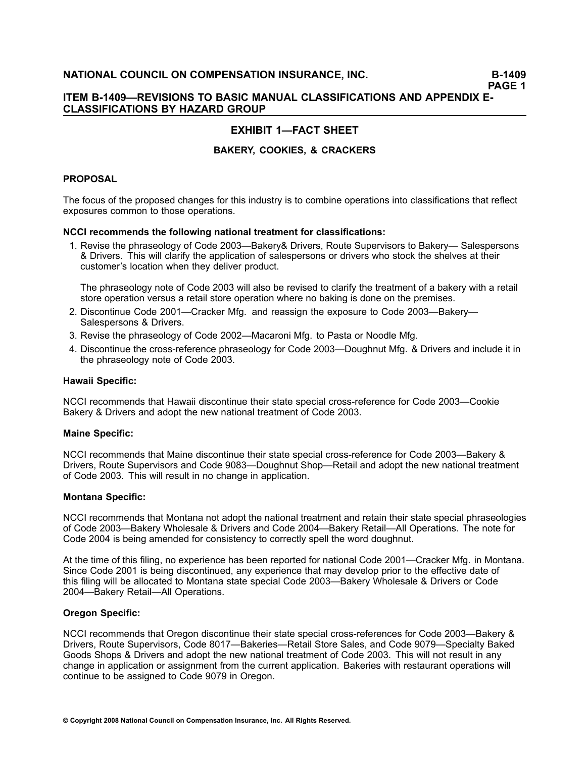# ITEM B-1409—REVISIONS TO BASIC MANUAL CLASSIFICATIONS AND APPENDIX E-CLASSIFICATIONS BY HAZARD GROUP

## EXHIBIT 1—FACT SHEET

### BAKERY, COOKIES, & CRACKERS

**PROPOSAL**

The focus of the proposed changes for this industry is to combine operations into classifications that reflect exposures common to those operations.

**NCCI recommends the following national treatment for classifications:**

1. Revise the phraseology of Code 2003—Bakery& Drivers, Route Supervisors to Bakery— Salespersons & Drivers. This will clarify the application of salespersons or drivers who stock the shelves at their customer's location when they deliver product.

   The phraseology note of Code 2003 will also be revised to clarify the treatment of a bakery with a retail store operation versus a retail store operation where no baking is done on the premises.
2. Discontinue Code 2001—Cracker Mfg. and reassign the exposure to Code 2003—Bakery—Salespersons & Drivers.
3. Revise the phraseology of Code 2002—Macaroni Mfg. to Pasta or Noodle Mfg.
4. Discontinue the cross-reference phraseology for Code 2003—Doughnut Mfg. & Drivers and include it in the phraseology note of Code 2003.

**Hawaii Specific:**

NCCI recommends that Hawaii discontinue their state special cross-reference for Code 2003—Cookie Bakery & Drivers and adopt the new national treatment of Code 2003.

**Maine Specific:**

NCCI recommends that Maine discontinue their state special cross-reference for Code 2003—Bakery & Drivers, Route Supervisors and Code 9083—Doughnut Shop—Retail and adopt the new national treatment of Code 2003. This will result in no change in application.

**Montana Specific:**

NCCI recommends that Montana not adopt the national treatment and retain their state special phraseologies of Code 2003—Bakery Wholesale & Drivers and Code 2004—Bakery Retail—All Operations. The note for Code 2004 is being amended for consistency to correctly spell the word doughnut.

At the time of this filing, no experience has been reported for national Code 2001—Cracker Mfg. in Montana. Since Code 2001 is being discontinued, any experience that may develop prior to the effective date of this filing will be allocated to Montana state special Code 2003—Bakery Wholesale & Drivers or Code 2004—Bakery Retail—All Operations.

**Oregon Specific:**

NCCI recommends that Oregon discontinue their state special cross-references for Code 2003—Bakery & Drivers, Route Supervisors, Code 8017—Bakeries—Retail Store Sales, and Code 9079—Specialty Baked Goods Shops & Drivers and adopt the new national treatment of Code 2003. This will not result in any change in application or assignment from the current application. Bakeries with restaurant operations will continue to be assigned to Code 9079 in Oregon.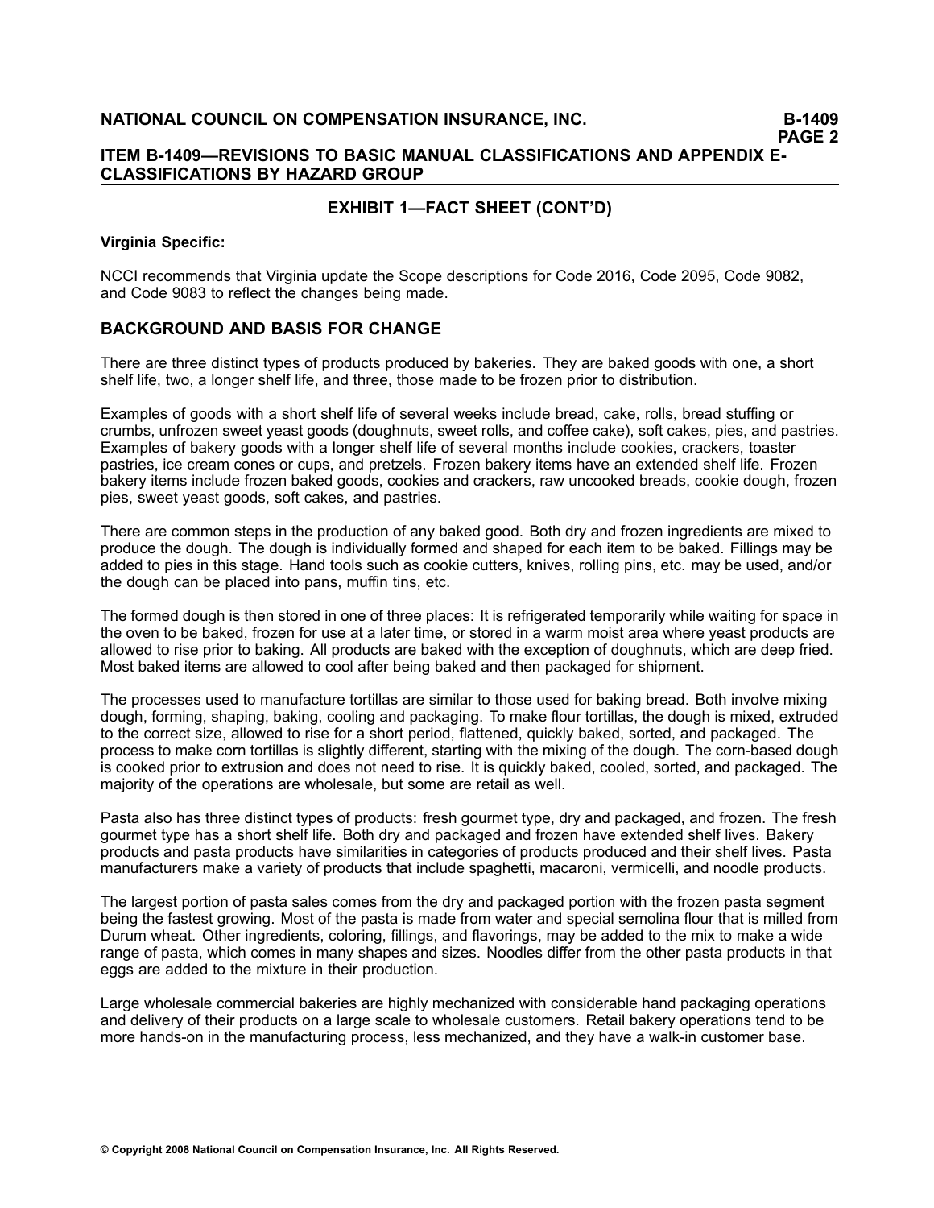## EXHIBIT 1—FACT SHEET (CONT'D)

**Virginia Specific:**

NCCI recommends that Virginia update the Scope descriptions for Code 2016, Code 2095, Code 9082, and Code 9083 to reflect the changes being made.

## BACKGROUND AND BASIS FOR CHANGE

There are three distinct types of products produced by bakeries. They are baked goods with one, a short shelf life, two, a longer shelf life, and three, those made to be frozen prior to distribution.

Examples of goods with a short shelf life of several weeks include bread, cake, rolls, bread stuffing or crumbs, unfrozen sweet yeast goods (doughnuts, sweet rolls, and coffee cake), soft cakes, pies, and pastries. Examples of bakery goods with a longer shelf life of several months include cookies, crackers, toaster pastries, ice cream cones or cups, and pretzels. Frozen bakery items have an extended shelf life. Frozen bakery items include frozen baked goods, cookies and crackers, raw uncooked breads, cookie dough, frozen pies, sweet yeast goods, soft cakes, and pastries.

There are common steps in the production of any baked good. Both dry and frozen ingredients are mixed to produce the dough. The dough is individually formed and shaped for each item to be baked. Fillings may be added to pies in this stage. Hand tools such as cookie cutters, knives, rolling pins, etc. may be used, and/or the dough can be placed into pans, muffin tins, etc.

The formed dough is then stored in one of three places: It is refrigerated temporarily while waiting for space in the oven to be baked, frozen for use at a later time, or stored in a warm moist area where yeast products are allowed to rise prior to baking. All products are baked with the exception of doughnuts, which are deep fried. Most baked items are allowed to cool after being baked and then packaged for shipment.

The processes used to manufacture tortillas are similar to those used for baking bread. Both involve mixing dough, forming, shaping, baking, cooling and packaging. To make flour tortillas, the dough is mixed, extruded to the correct size, allowed to rise for a short period, flattened, quickly baked, sorted, and packaged. The process to make corn tortillas is slightly different, starting with the mixing of the dough. The corn-based dough is cooked prior to extrusion and does not need to rise. It is quickly baked, cooled, sorted, and packaged. The majority of the operations are wholesale, but some are retail as well.

Pasta also has three distinct types of products: fresh gourmet type, dry and packaged, and frozen. The fresh gourmet type has a short shelf life. Both dry and packaged and frozen have extended shelf lives. Bakery products and pasta products have similarities in categories of products produced and their shelf lives. Pasta manufacturers make a variety of products that include spaghetti, macaroni, vermicelli, and noodle products.

The largest portion of pasta sales comes from the dry and packaged portion with the frozen pasta segment being the fastest growing. Most of the pasta is made from water and special semolina flour that is milled from Durum wheat. Other ingredients, coloring, fillings, and flavorings, may be added to the mix to make a wide range of pasta, which comes in many shapes and sizes. Noodles differ from the other pasta products in that eggs are added to the mixture in their production.

Large wholesale commercial bakeries are highly mechanized with considerable hand packaging operations and delivery of their products on a large scale to wholesale customers. Retail bakery operations tend to be more hands-on in the manufacturing process, less mechanized, and they have a walk-in customer base.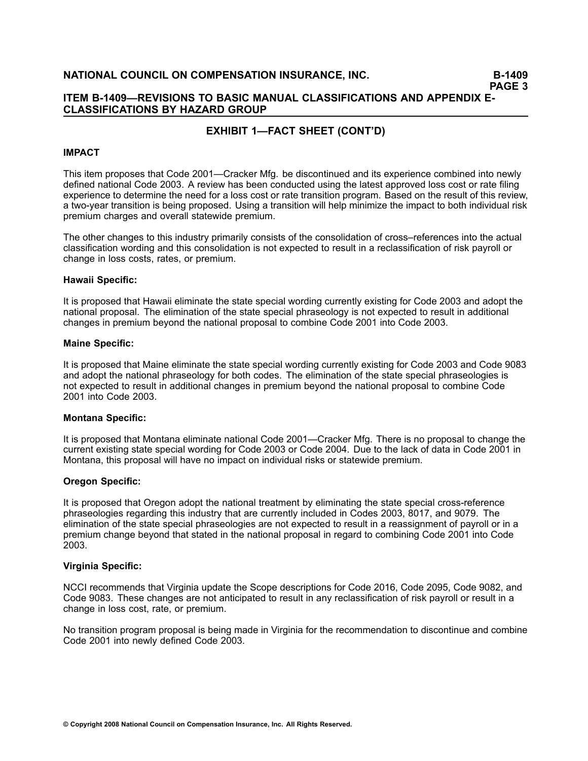## EXHIBIT 1—FACT SHEET (CONT'D)

### IMPACT

This item proposes that Code 2001—Cracker Mfg. be discontinued and its experience combined into newly defined national Code 2003. A review has been conducted using the latest approved loss cost or rate filing experience to determine the need for a loss cost or rate transition program. Based on the result of this review, a two-year transition is being proposed. Using a transition will help minimize the impact to both individual risk premium charges and overall statewide premium.

The other changes to this industry primarily consists of the consolidation of cross–references into the actual classification wording and this consolidation is not expected to result in a reclassification of risk payroll or change in loss costs, rates, or premium.

**Hawaii Specific:**

It is proposed that Hawaii eliminate the state special wording currently existing for Code 2003 and adopt the national proposal. The elimination of the state special phraseology is not expected to result in additional changes in premium beyond the national proposal to combine Code 2001 into Code 2003.

**Maine Specific:**

It is proposed that Maine eliminate the state special wording currently existing for Code 2003 and Code 9083 and adopt the national phraseology for both codes. The elimination of the state special phraseologies is not expected to result in additional changes in premium beyond the national proposal to combine Code 2001 into Code 2003.

**Montana Specific:**

It is proposed that Montana eliminate national Code 2001—Cracker Mfg. There is no proposal to change the current existing state special wording for Code 2003 or Code 2004. Due to the lack of data in Code 2001 in Montana, this proposal will have no impact on individual risks or statewide premium.

**Oregon Specific:**

It is proposed that Oregon adopt the national treatment by eliminating the state special cross-reference phraseologies regarding this industry that are currently included in Codes 2003, 8017, and 9079. The elimination of the state special phraseologies are not expected to result in a reassignment of payroll or in a premium change beyond that stated in the national proposal in regard to combining Code 2001 into Code 2003.

**Virginia Specific:**

NCCI recommends that Virginia update the Scope descriptions for Code 2016, Code 2095, Code 9082, and Code 9083. These changes are not anticipated to result in any reclassification of risk payroll or result in a change in loss cost, rate, or premium.

No transition program proposal is being made in Virginia for the recommendation to discontinue and combine Code 2001 into newly defined Code 2003.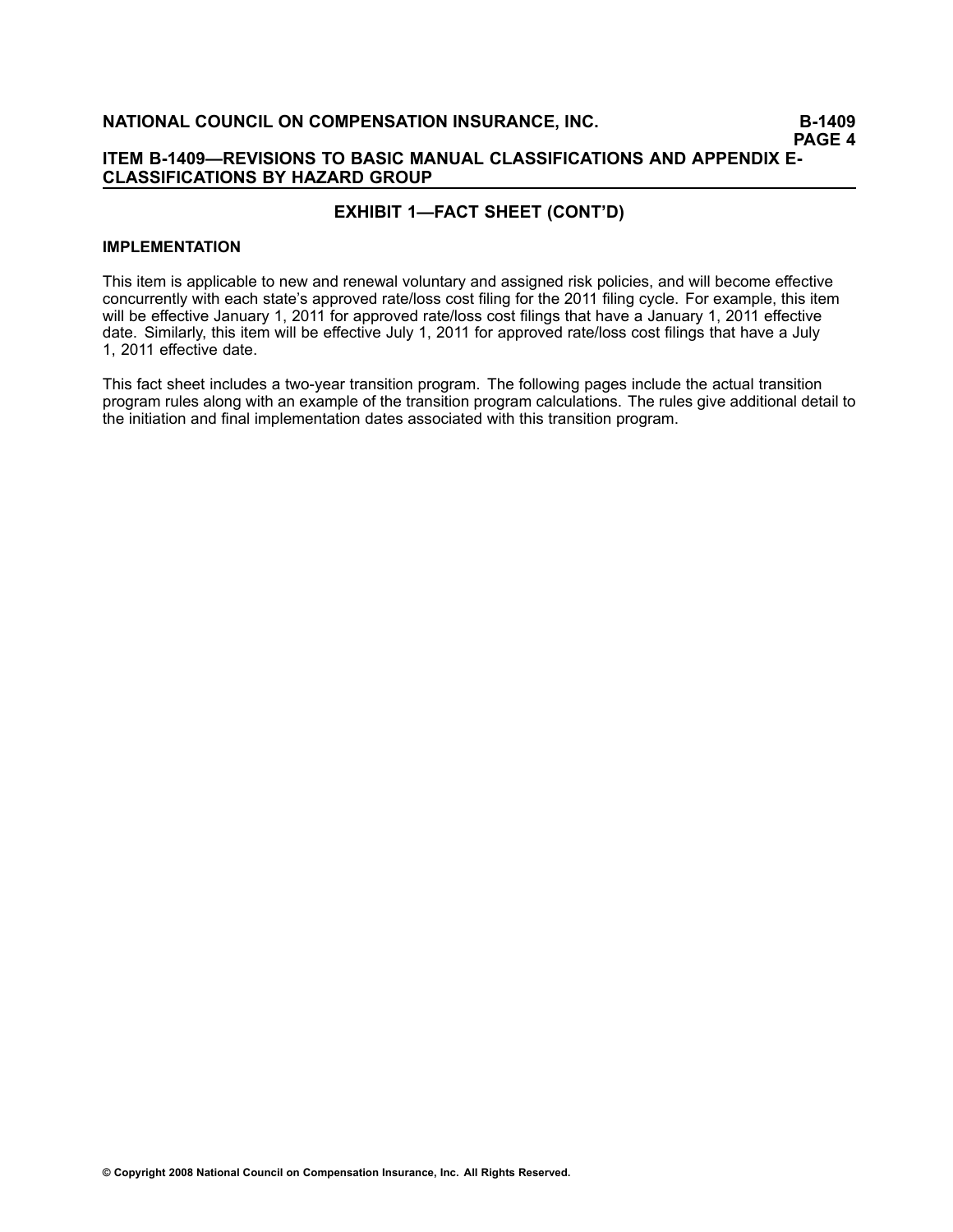## EXHIBIT 1—FACT SHEET (CONT'D)

### IMPLEMENTATION

This item is applicable to new and renewal voluntary and assigned risk policies, and will become effective concurrently with each state's approved rate/loss cost filing for the 2011 filing cycle. For example, this item will be effective January 1, 2011 for approved rate/loss cost filings that have a January 1, 2011 effective date. Similarly, this item will be effective July 1, 2011 for approved rate/loss cost filings that have a July 1, 2011 effective date.

This fact sheet includes a two-year transition program. The following pages include the actual transition program rules along with an example of the transition program calculations. The rules give additional detail to the initiation and final implementation dates associated with this transition program.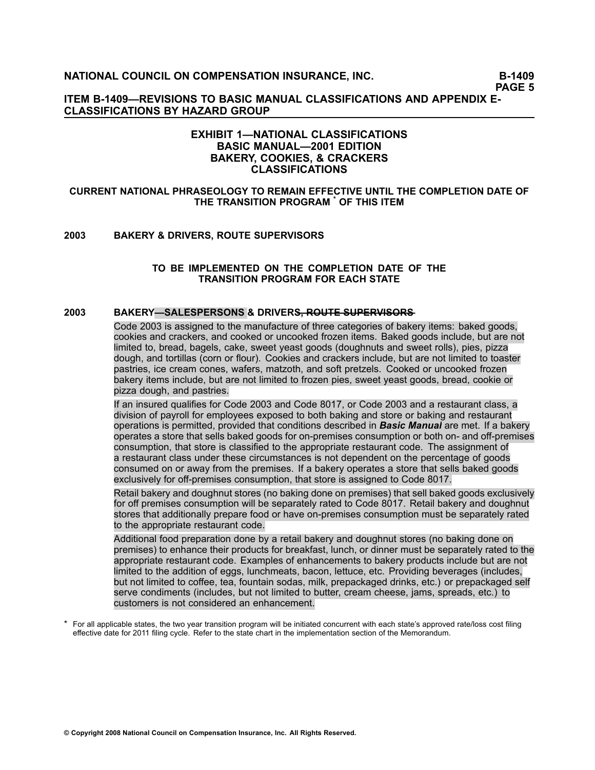# EXHIBIT 1—NATIONAL CLASSIFICATIONS BASIC MANUAL—2001 EDITION BAKERY, COOKIES, & CRACKERS CLASSIFICATIONS

## CURRENT NATIONAL PHRASEOLOGY TO REMAIN EFFECTIVE UNTIL THE COMPLETION DATE OF THE TRANSITION PROGRAM * OF THIS ITEM

**2003 BAKERY & DRIVERS, ROUTE SUPERVISORS**

## TO BE IMPLEMENTED ON THE COMPLETION DATE OF THE TRANSITION PROGRAM FOR EACH STATE

**2003 BAKERY—SALESPERSONS & DRIVER~~S, ROUTE SUPERVISORS~~**

Code 2003 is assigned to the manufacture of three categories of bakery items: baked goods, cookies and crackers, and cooked or uncooked frozen items. Baked goods include, but are not limited to, bread, bagels, cake, sweet yeast goods (doughnuts and sweet rolls), pies, pizza dough, and tortillas (corn or flour). Cookies and crackers include, but are not limited to toaster pastries, ice cream cones, wafers, matzoth, and soft pretzels. Cooked or uncooked frozen bakery items include, but are not limited to frozen pies, sweet yeast goods, bread, cookie or pizza dough, and pastries.

If an insured qualifies for Code 2003 and Code 8017, or Code 2003 and a restaurant class, a division of payroll for employees exposed to both baking and store or baking and restaurant operations is permitted, provided that conditions described in ***Basic Manual*** are met. If a bakery operates a store that sells baked goods for on-premises consumption or both on- and off-premises consumption, that store is classified to the appropriate restaurant code. The assignment of a restaurant class under these circumstances is not dependent on the percentage of goods consumed on or away from the premises. If a bakery operates a store that sells baked goods exclusively for off-premises consumption, that store is assigned to Code 8017.

Retail bakery and doughnut stores (no baking done on premises) that sell baked goods exclusively for off premises consumption will be separately rated to Code 8017. Retail bakery and doughnut stores that additionally prepare food or have on-premises consumption must be separately rated to the appropriate restaurant code.

Additional food preparation done by a retail bakery and doughnut stores (no baking done on premises) to enhance their products for breakfast, lunch, or dinner must be separately rated to the appropriate restaurant code. Examples of enhancements to bakery products include but are not limited to the addition of eggs, lunchmeats, bacon, lettuce, etc. Providing beverages (includes, but not limited to coffee, tea, fountain sodas, milk, prepackaged drinks, etc.) or prepackaged self serve condiments (includes, but not limited to butter, cream cheese, jams, spreads, etc.) to customers is not considered an enhancement.

\* For all applicable states, the two year transition program will be initiated concurrent with each state's approved rate/loss cost filing effective date for 2011 filing cycle. Refer to the state chart in the implementation section of the Memorandum.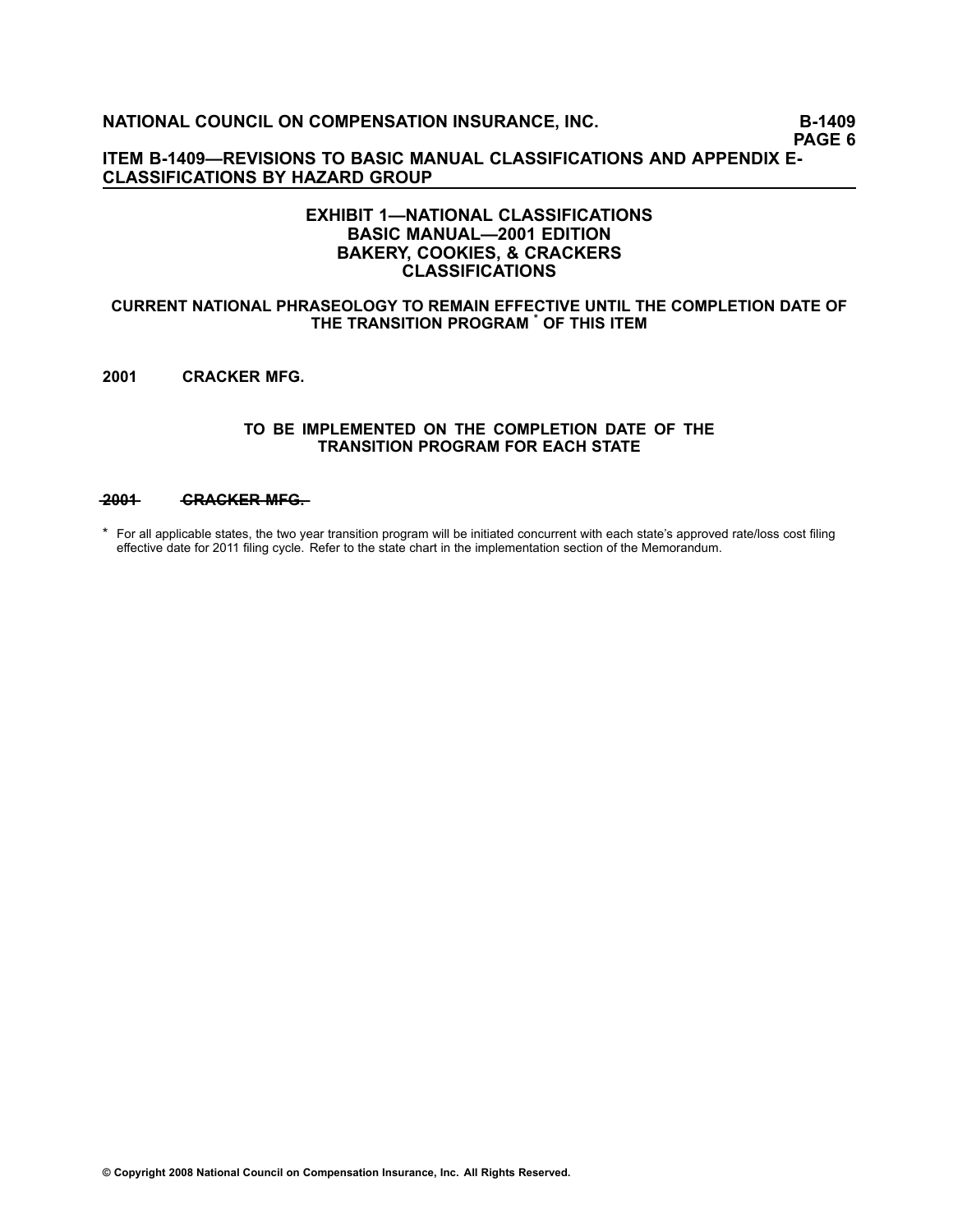# EXHIBIT 1—NATIONAL CLASSIFICATIONS
## BASIC MANUAL—2001 EDITION
## BAKERY, COOKIES, & CRACKERS
## CLASSIFICATIONS

**CURRENT NATIONAL PHRASEOLOGY TO REMAIN EFFECTIVE UNTIL THE COMPLETION DATE OF THE TRANSITION PROGRAM * OF THIS ITEM**

**2001 CRACKER MFG.**

**TO BE IMPLEMENTED ON THE COMPLETION DATE OF THE TRANSITION PROGRAM FOR EACH STATE**

~~**2001 CRACKER MFG.**~~

* For all applicable states, the two year transition program will be initiated concurrent with each state's approved rate/loss cost filing effective date for 2011 filing cycle. Refer to the state chart in the implementation section of the Memorandum.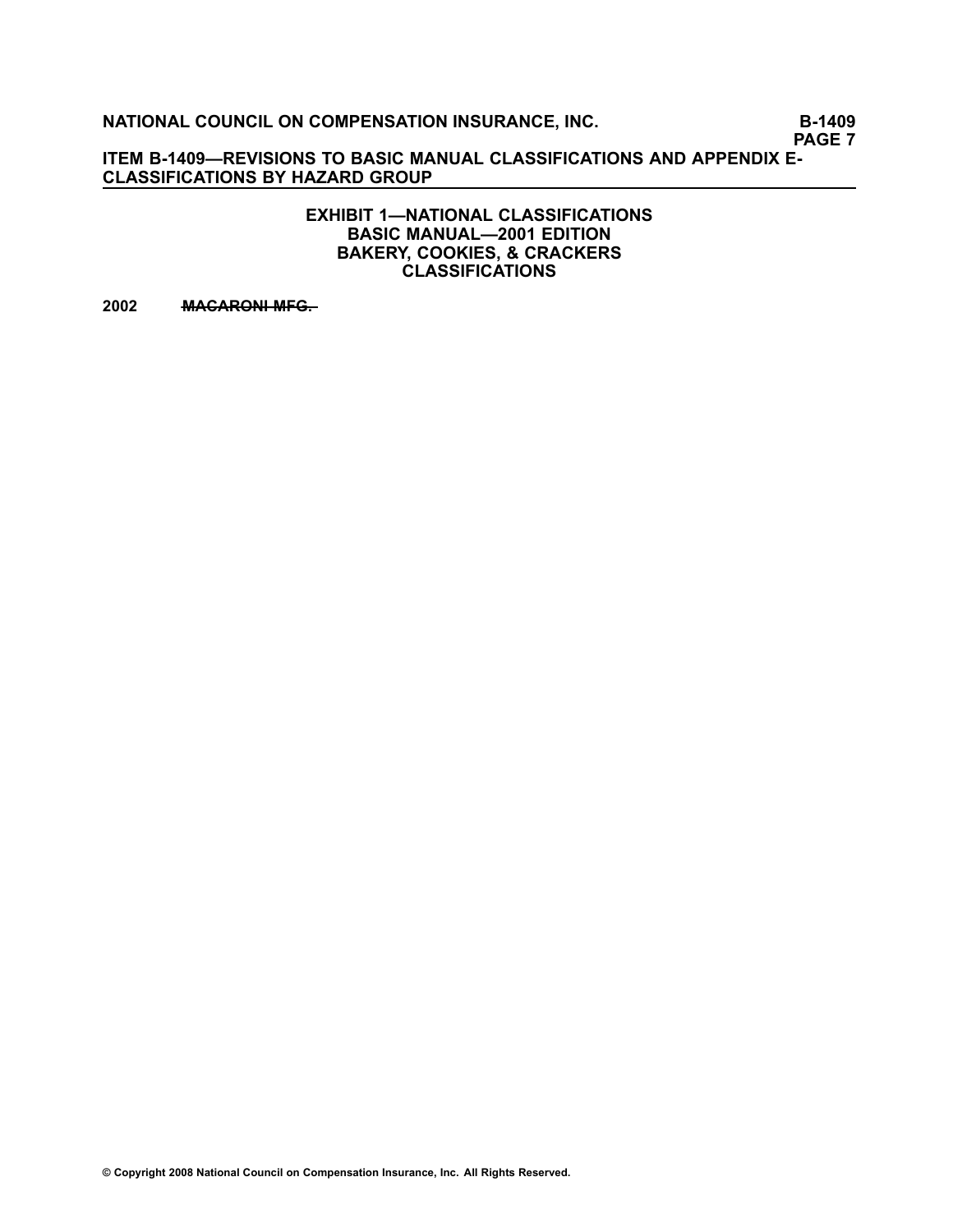## EXHIBIT 1—NATIONAL CLASSIFICATIONS
## BASIC MANUAL—2001 EDITION
## BAKERY, COOKIES, & CRACKERS
## CLASSIFICATIONS

**2002** ~~**MACARONI MFG.**~~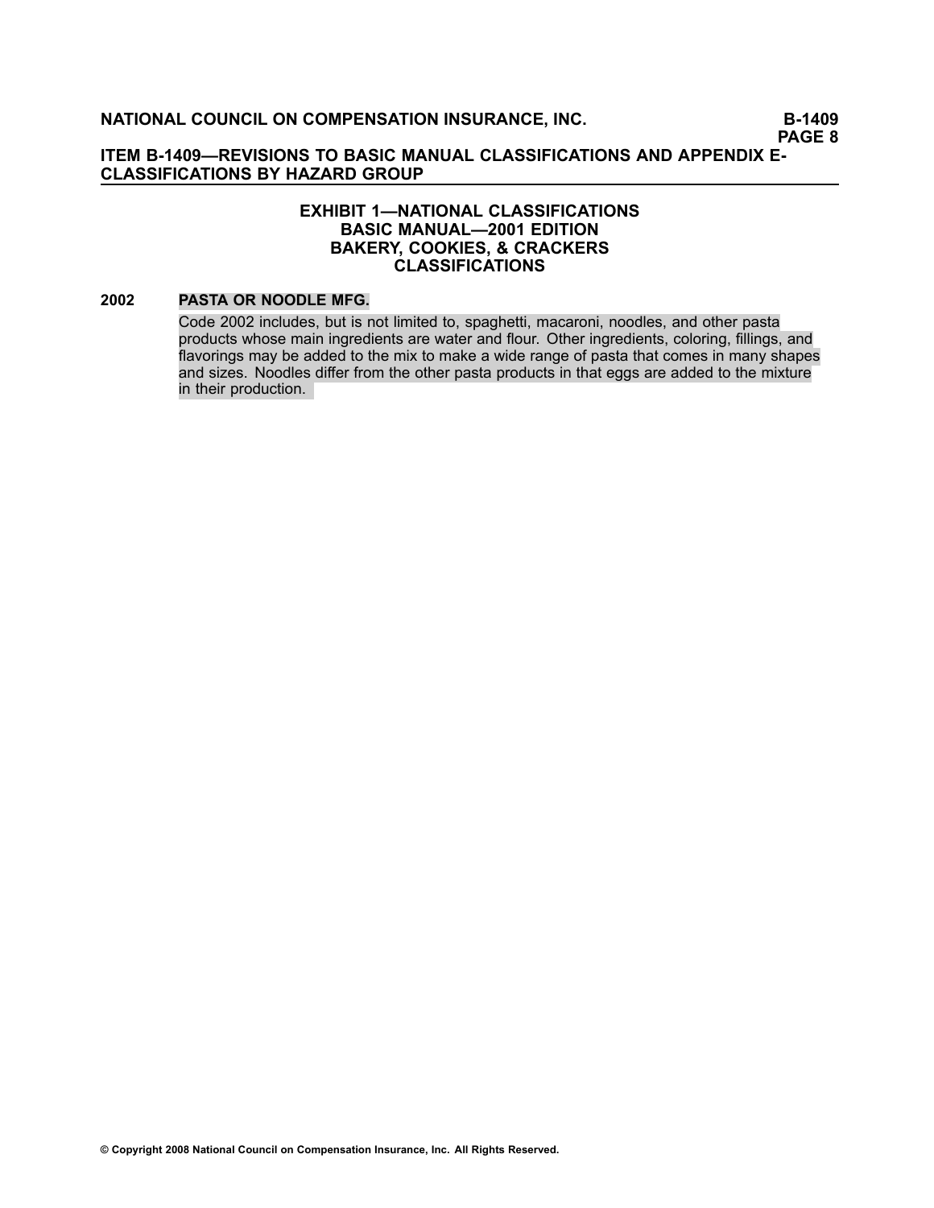## EXHIBIT 1—NATIONAL CLASSIFICATIONS
## BASIC MANUAL—2001 EDITION
## BAKERY, COOKIES, & CRACKERS
## CLASSIFICATIONS

**2002 PASTA OR NOODLE MFG.**

Code 2002 includes, but is not limited to, spaghetti, macaroni, noodles, and other pasta products whose main ingredients are water and flour. Other ingredients, coloring, fillings, and flavorings may be added to the mix to make a wide range of pasta that comes in many shapes and sizes. Noodles differ from the other pasta products in that eggs are added to the mixture in their production.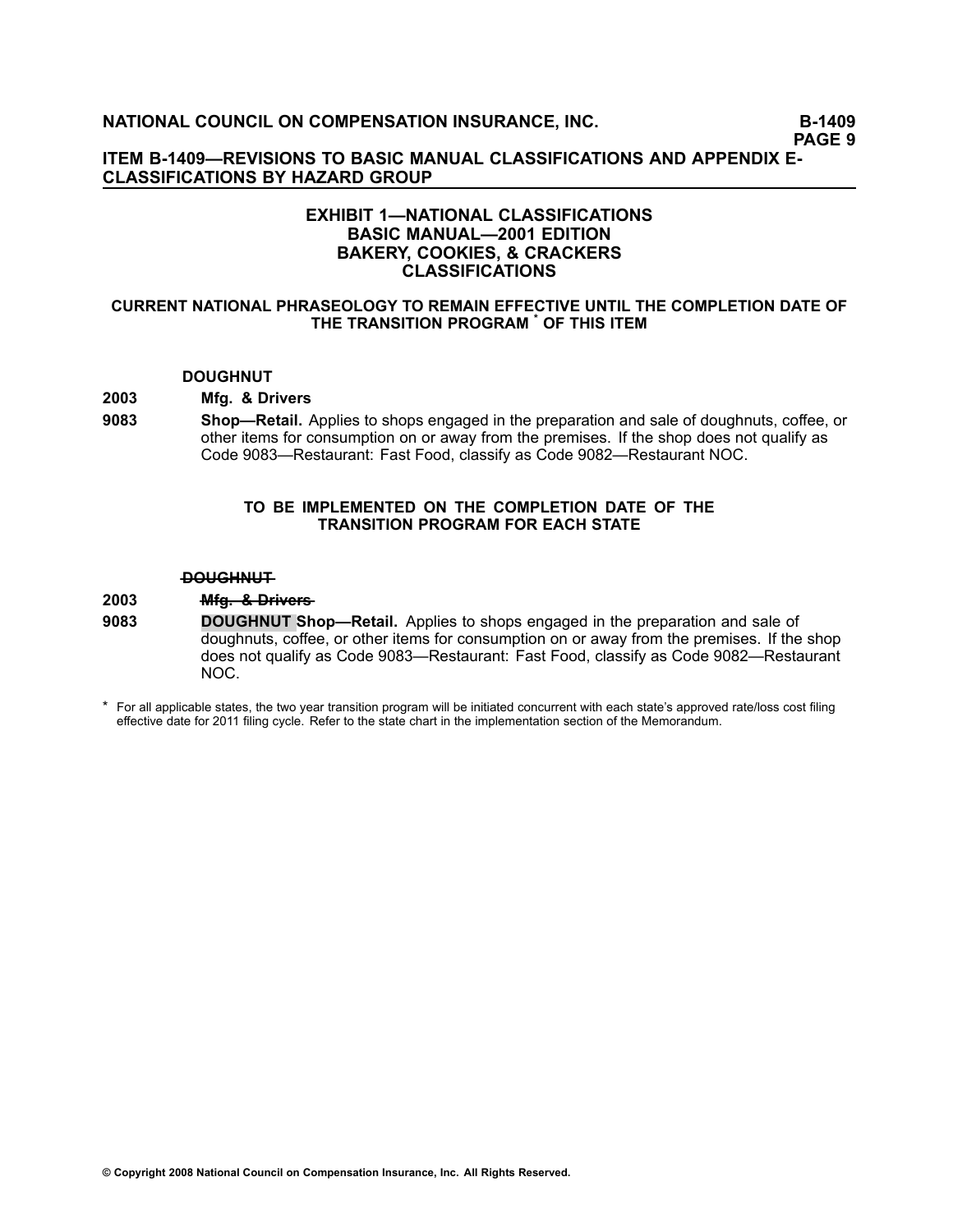## EXHIBIT 1—NATIONAL CLASSIFICATIONS
## BASIC MANUAL—2001 EDITION
## BAKERY, COOKIES, & CRACKERS
## CLASSIFICATIONS

### CURRENT NATIONAL PHRASEOLOGY TO REMAIN EFFECTIVE UNTIL THE COMPLETION DATE OF THE TRANSITION PROGRAM * OF THIS ITEM

**DOUGHNUT**

**2003** **Mfg. & Drivers**

**9083** **Shop—Retail.** Applies to shops engaged in the preparation and sale of doughnuts, coffee, or other items for consumption on or away from the premises. If the shop does not qualify as Code 9083—Restaurant: Fast Food, classify as Code 9082—Restaurant NOC.

### TO BE IMPLEMENTED ON THE COMPLETION DATE OF THE TRANSITION PROGRAM FOR EACH STATE

~~**DOUGHNUT**~~

**2003** ~~**Mfg. & Drivers**~~

**9083** **DOUGHNUT Shop—Retail.** Applies to shops engaged in the preparation and sale of doughnuts, coffee, or other items for consumption on or away from the premises. If the shop does not qualify as Code 9083—Restaurant: Fast Food, classify as Code 9082—Restaurant NOC.

\* For all applicable states, the two year transition program will be initiated concurrent with each state's approved rate/loss cost filing effective date for 2011 filing cycle. Refer to the state chart in the implementation section of the Memorandum.

© Copyright 2008 National Council on Compensation Insurance, Inc. All Rights Reserved.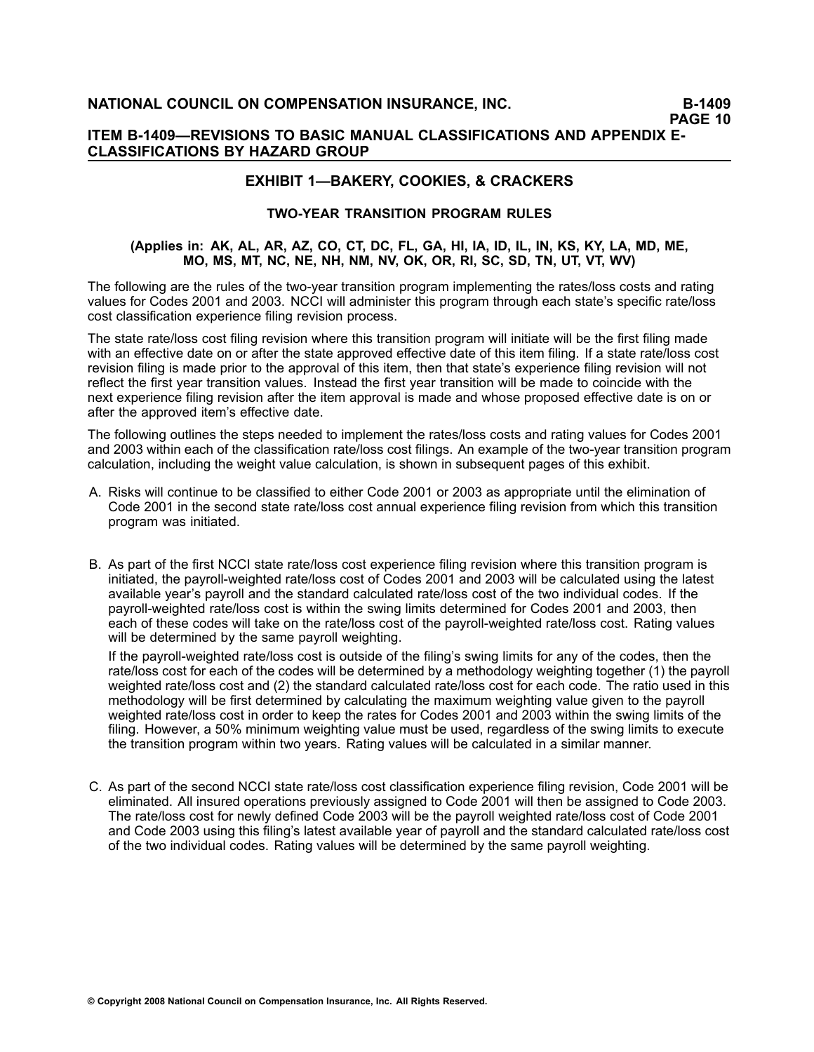## EXHIBIT 1—BAKERY, COOKIES, & CRACKERS

### TWO-YEAR TRANSITION PROGRAM RULES

**(Applies in: AK, AL, AR, AZ, CO, CT, DC, FL, GA, HI, IA, ID, IL, IN, KS, KY, LA, MD, ME, MO, MS, MT, NC, NE, NH, NM, NV, OK, OR, RI, SC, SD, TN, UT, VT, WV)**

The following are the rules of the two-year transition program implementing the rates/loss costs and rating values for Codes 2001 and 2003. NCCI will administer this program through each state's specific rate/loss cost classification experience filing revision process.

The state rate/loss cost filing revision where this transition program will initiate will be the first filing made with an effective date on or after the state approved effective date of this item filing. If a state rate/loss cost revision filing is made prior to the approval of this item, then that state's experience filing revision will not reflect the first year transition values. Instead the first year transition will be made to coincide with the next experience filing revision after the item approval is made and whose proposed effective date is on or after the approved item's effective date.

The following outlines the steps needed to implement the rates/loss costs and rating values for Codes 2001 and 2003 within each of the classification rate/loss cost filings. An example of the two-year transition program calculation, including the weight value calculation, is shown in subsequent pages of this exhibit.

A. Risks will continue to be classified to either Code 2001 or 2003 as appropriate until the elimination of Code 2001 in the second state rate/loss cost annual experience filing revision from which this transition program was initiated.

B. As part of the first NCCI state rate/loss cost experience filing revision where this transition program is initiated, the payroll-weighted rate/loss cost of Codes 2001 and 2003 will be calculated using the latest available year's payroll and the standard calculated rate/loss cost of the two individual codes. If the payroll-weighted rate/loss cost is within the swing limits determined for Codes 2001 and 2003, then each of these codes will take on the rate/loss cost of the payroll-weighted rate/loss cost. Rating values will be determined by the same payroll weighting.

   If the payroll-weighted rate/loss cost is outside of the filing's swing limits for any of the codes, then the rate/loss cost for each of the codes will be determined by a methodology weighting together (1) the payroll weighted rate/loss cost and (2) the standard calculated rate/loss cost for each code. The ratio used in this methodology will be first determined by calculating the maximum weighting value given to the payroll weighted rate/loss cost in order to keep the rates for Codes 2001 and 2003 within the swing limits of the filing. However, a 50% minimum weighting value must be used, regardless of the swing limits to execute the transition program within two years. Rating values will be calculated in a similar manner.

C. As part of the second NCCI state rate/loss cost classification experience filing revision, Code 2001 will be eliminated. All insured operations previously assigned to Code 2001 will then be assigned to Code 2003. The rate/loss cost for newly defined Code 2003 will be the payroll weighted rate/loss cost of Code 2001 and Code 2003 using this filing's latest available year of payroll and the standard calculated rate/loss cost of the two individual codes. Rating values will be determined by the same payroll weighting.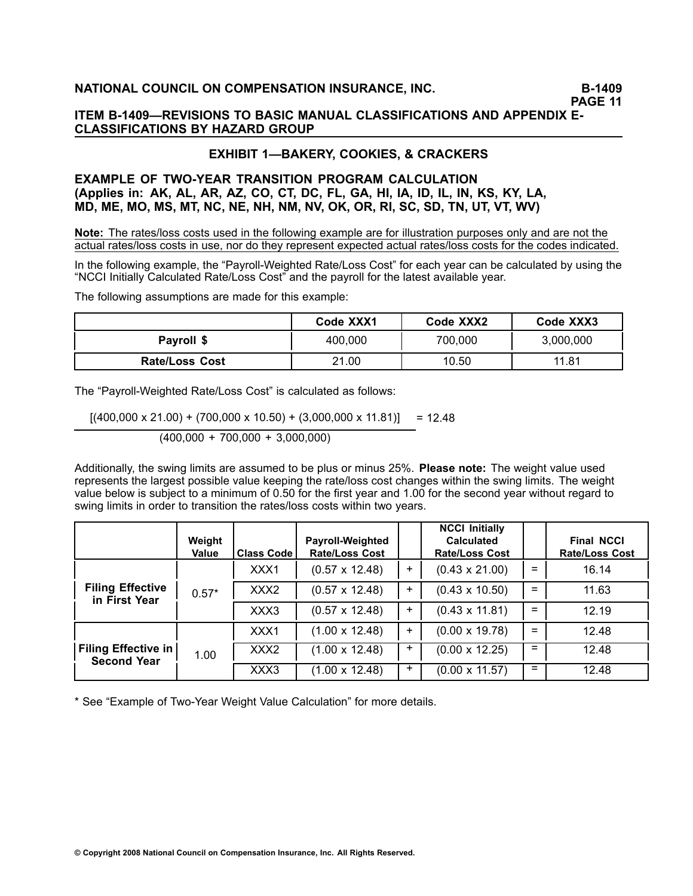## EXHIBIT 1—BAKERY, COOKIES, & CRACKERS

### EXAMPLE OF TWO-YEAR TRANSITION PROGRAM CALCULATION (Applies in: AK, AL, AR, AZ, CO, CT, DC, FL, GA, HI, IA, ID, IL, IN, KS, KY, LA, MD, ME, MO, MS, MT, NC, NE, NH, NM, NV, OK, OR, RI, SC, SD, TN, UT, VT, WV)

**Note:** The rates/loss costs used in the following example are for illustration purposes only and are not the actual rates/loss costs in use, nor do they represent expected actual rates/loss costs for the codes indicated.

In the following example, the "Payroll-Weighted Rate/Loss Cost" for each year can be calculated by using the "NCCI Initially Calculated Rate/Loss Cost" and the payroll for the latest available year.

The following assumptions are made for this example:

| | Code XXX1 | Code XXX2 | Code XXX3 |
|---|---|---|---|
| **Payroll $** | 400,000 | 700,000 | 3,000,000 |
| **Rate/Loss Cost** | 21.00 | 10.50 | 11.81 |

The "Payroll-Weighted Rate/Loss Cost" is calculated as follows:

$$\frac{[(400{,}000 \times 21.00) + (700{,}000 \times 10.50) + (3{,}000{,}000 \times 11.81)]}{(400{,}000 + 700{,}000 + 3{,}000{,}000)} = 12.48$$

Additionally, the swing limits are assumed to be plus or minus 25%. **Please note:** The weight value used represents the largest possible value keeping the rate/loss cost changes within the swing limits. The weight value below is subject to a minimum of 0.50 for the first year and 1.00 for the second year without regard to swing limits in order to transition the rates/loss costs within two years.

| | Weight Value | Class Code | Payroll-Weighted Rate/Loss Cost | | NCCI Initially Calculated Rate/Loss Cost | | Final NCCI Rate/Loss Cost |
|---|---|---|---|---|---|---|---|
| **Filing Effective in First Year** | 0.57* | XXX1 | (0.57 x 12.48) | + | (0.43 x 21.00) | = | 16.14 |
| | | XXX2 | (0.57 x 12.48) | + | (0.43 x 10.50) | = | 11.63 |
| | | XXX3 | (0.57 x 12.48) | + | (0.43 x 11.81) | = | 12.19 |
| **Filing Effective in Second Year** | 1.00 | XXX1 | (1.00 x 12.48) | + | (0.00 x 19.78) | = | 12.48 |
| | | XXX2 | (1.00 x 12.48) | + | (0.00 x 12.25) | = | 12.48 |
| | | XXX3 | (1.00 x 12.48) | + | (0.00 x 11.57) | = | 12.48 |

* See "Example of Two-Year Weight Value Calculation" for more details.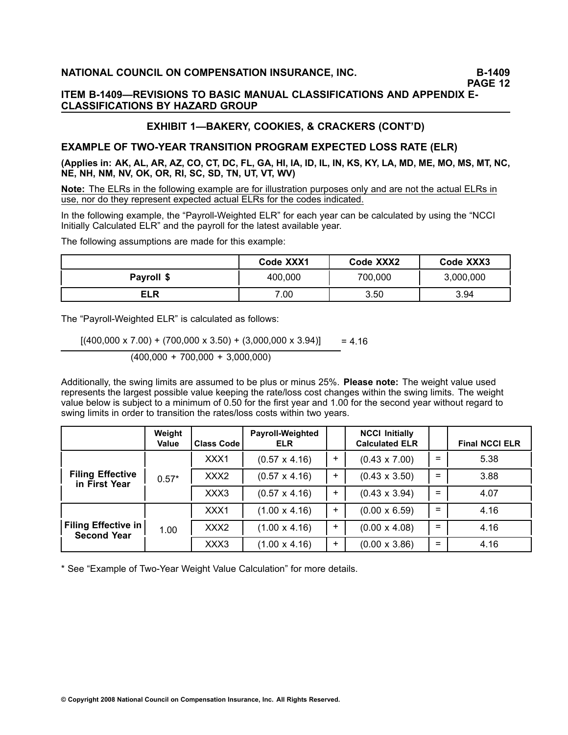## EXHIBIT 1—BAKERY, COOKIES, & CRACKERS (CONT'D)

### EXAMPLE OF TWO-YEAR TRANSITION PROGRAM EXPECTED LOSS RATE (ELR)

**(Applies in: AK, AL, AR, AZ, CO, CT, DC, FL, GA, HI, IA, ID, IL, IN, KS, KY, LA, MD, ME, MO, MS, MT, NC, NE, NH, NM, NV, OK, OR, RI, SC, SD, TN, UT, VT, WV)**

**Note:** The ELRs in the following example are for illustration purposes only and are not the actual ELRs in use, nor do they represent expected actual ELRs for the codes indicated.

In the following example, the "Payroll-Weighted ELR" for each year can be calculated by using the "NCCI Initially Calculated ELR" and the payroll for the latest available year.

The following assumptions are made for this example:

| | Code XXX1 | Code XXX2 | Code XXX3 |
|---|---|---|---|
| **Payroll $** | 400,000 | 700,000 | 3,000,000 |
| **ELR** | 7.00 | 3.50 | 3.94 |

The "Payroll-Weighted ELR" is calculated as follows:

$$\frac{[(400{,}000 \times 7.00) + (700{,}000 \times 3.50) + (3{,}000{,}000 \times 3.94)]}{(400{,}000 + 700{,}000 + 3{,}000{,}000)} = 4.16$$

Additionally, the swing limits are assumed to be plus or minus 25%. **Please note:** The weight value used represents the largest possible value keeping the rate/loss cost changes within the swing limits. The weight value below is subject to a minimum of 0.50 for the first year and 1.00 for the second year without regard to swing limits in order to transition the rates/loss costs within two years.

| | Weight Value | Class Code | Payroll-Weighted ELR | | NCCI Initially Calculated ELR | | Final NCCI ELR |
|---|---|---|---|---|---|---|---|
| **Filing Effective in First Year** | 0.57* | XXX1 | (0.57 x 4.16) | + | (0.43 x 7.00) | = | 5.38 |
| | | XXX2 | (0.57 x 4.16) | + | (0.43 x 3.50) | = | 3.88 |
| | | XXX3 | (0.57 x 4.16) | + | (0.43 x 3.94) | = | 4.07 |
| **Filing Effective in Second Year** | 1.00 | XXX1 | (1.00 x 4.16) | + | (0.00 x 6.59) | = | 4.16 |
| | | XXX2 | (1.00 x 4.16) | + | (0.00 x 4.08) | = | 4.16 |
| | | XXX3 | (1.00 x 4.16) | + | (0.00 x 3.86) | = | 4.16 |

* See "Example of Two-Year Weight Value Calculation" for more details.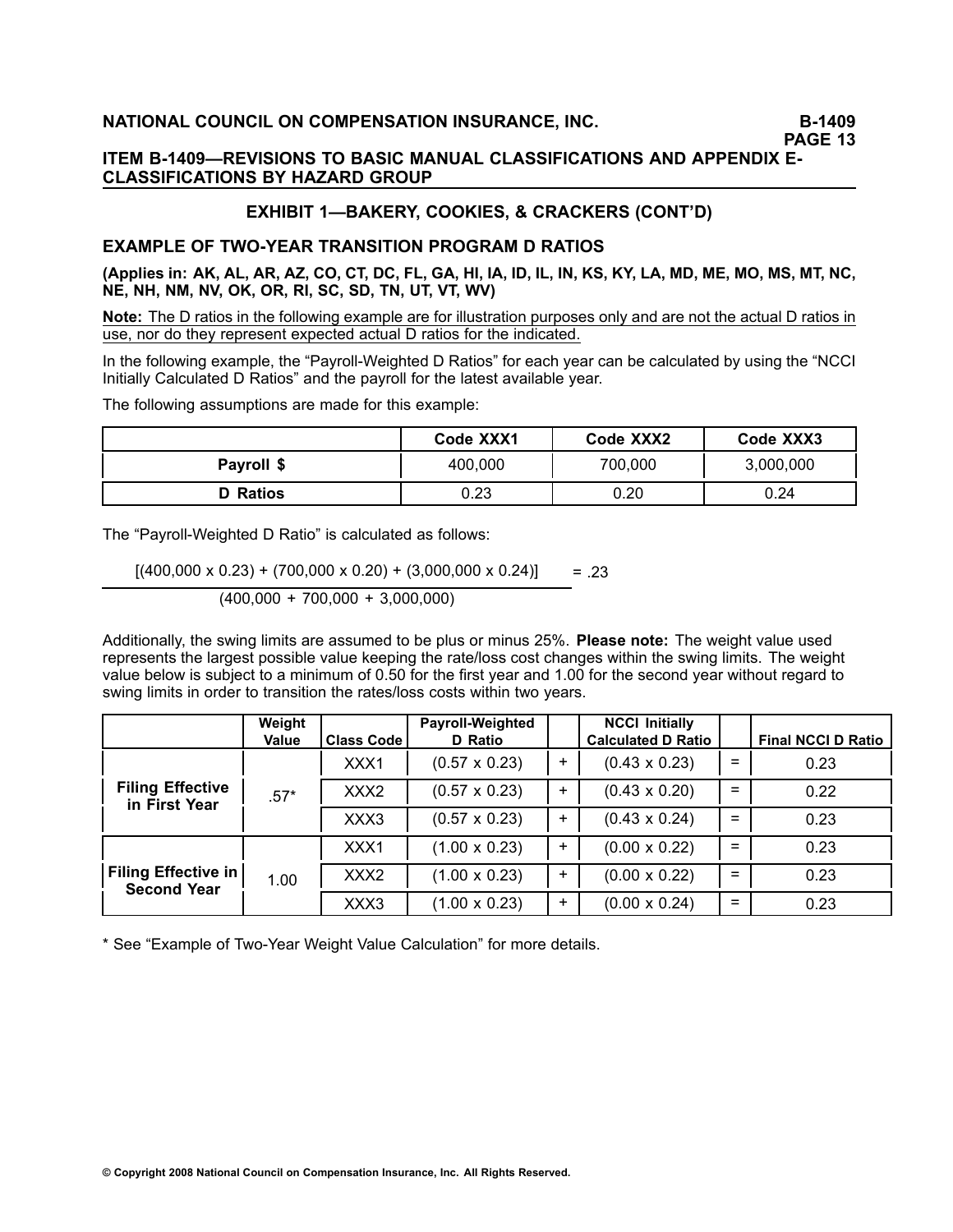## EXHIBIT 1—BAKERY, COOKIES, & CRACKERS (CONT'D)

### EXAMPLE OF TWO-YEAR TRANSITION PROGRAM D RATIOS

**(Applies in: AK, AL, AR, AZ, CO, CT, DC, FL, GA, HI, IA, ID, IL, IN, KS, KY, LA, MD, ME, MO, MS, MT, NC, NE, NH, NM, NV, OK, OR, RI, SC, SD, TN, UT, VT, WV)**

**Note:** The D ratios in the following example are for illustration purposes only and are not the actual D ratios in use, nor do they represent expected actual D ratios for the indicated.

In the following example, the "Payroll-Weighted D Ratios" for each year can be calculated by using the "NCCI Initially Calculated D Ratios" and the payroll for the latest available year.

The following assumptions are made for this example:

| | Code XXX1 | Code XXX2 | Code XXX3 |
|---|---|---|---|
| **Payroll $** | 400,000 | 700,000 | 3,000,000 |
| **D Ratios** | 0.23 | 0.20 | 0.24 |

The "Payroll-Weighted D Ratio" is calculated as follows:

$$\frac{[(400{,}000 \times 0.23) + (700{,}000 \times 0.20) + (3{,}000{,}000 \times 0.24)]}{(400{,}000 + 700{,}000 + 3{,}000{,}000)} = .23$$

Additionally, the swing limits are assumed to be plus or minus 25%. **Please note:** The weight value used represents the largest possible value keeping the rate/loss cost changes within the swing limits. The weight value below is subject to a minimum of 0.50 for the first year and 1.00 for the second year without regard to swing limits in order to transition the rates/loss costs within two years.

| | Weight Value | Class Code | Payroll-Weighted D Ratio | | NCCI Initially Calculated D Ratio | | Final NCCI D Ratio |
|---|---|---|---|---|---|---|---|
| **Filing Effective in First Year** | .57* | XXX1 | (0.57 x 0.23) | + | (0.43 x 0.23) | = | 0.23 |
| | | XXX2 | (0.57 x 0.23) | + | (0.43 x 0.20) | = | 0.22 |
| | | XXX3 | (0.57 x 0.23) | + | (0.43 x 0.24) | = | 0.23 |
| **Filing Effective in Second Year** | 1.00 | XXX1 | (1.00 x 0.23) | + | (0.00 x 0.22) | = | 0.23 |
| | | XXX2 | (1.00 x 0.23) | + | (0.00 x 0.22) | = | 0.23 |
| | | XXX3 | (1.00 x 0.23) | + | (0.00 x 0.24) | = | 0.23 |

\* See "Example of Two-Year Weight Value Calculation" for more details.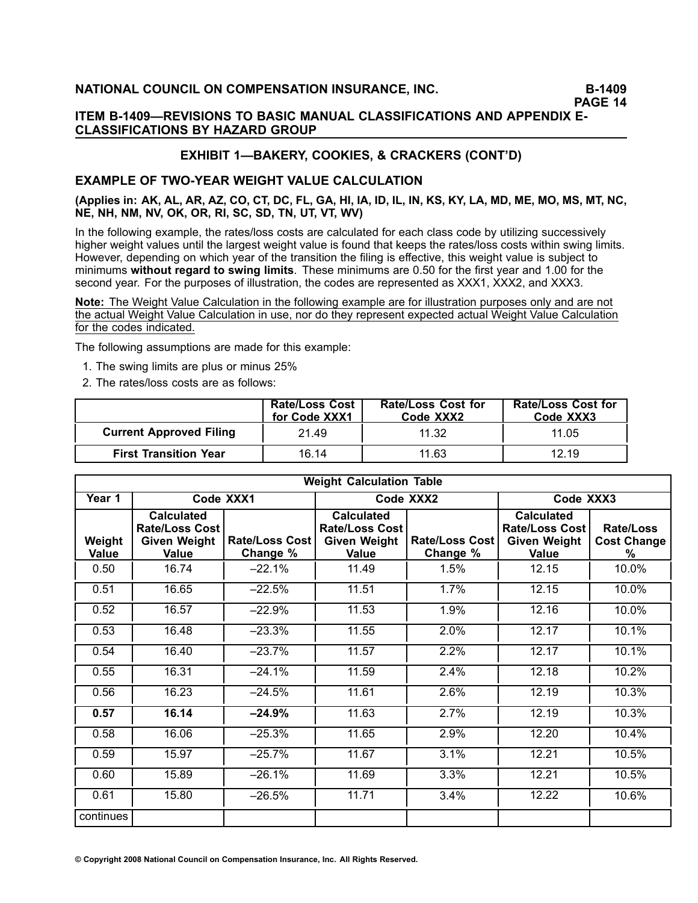## ITEM B-1409—REVISIONS TO BASIC MANUAL CLASSIFICATIONS AND APPENDIX E-CLASSIFICATIONS BY HAZARD GROUP

### EXHIBIT 1—BAKERY, COOKIES, & CRACKERS (CONT'D)

### EXAMPLE OF TWO-YEAR WEIGHT VALUE CALCULATION

**(Applies in: AK, AL, AR, AZ, CO, CT, DC, FL, GA, HI, IA, ID, IL, IN, KS, KY, LA, MD, ME, MO, MS, MT, NC, NE, NH, NM, NV, OK, OR, RI, SC, SD, TN, UT, VT, WV)**

In the following example, the rates/loss costs are calculated for each class code by utilizing successively higher weight values until the largest weight value is found that keeps the rates/loss costs within swing limits. However, depending on which year of the transition the filing is effective, this weight value is subject to minimums **without regard to swing limits**. These minimums are 0.50 for the first year and 1.00 for the second year. For the purposes of illustration, the codes are represented as XXX1, XXX2, and XXX3.

**Note:** The Weight Value Calculation in the following example are for illustration purposes only and are not the actual Weight Value Calculation in use, nor do they represent expected actual Weight Value Calculation for the codes indicated.

The following assumptions are made for this example:

1. The swing limits are plus or minus 25%
2. The rates/loss costs are as follows:

| | Rate/Loss Cost for Code XXX1 | Rate/Loss Cost for Code XXX2 | Rate/Loss Cost for Code XXX3 |
|---|---|---|---|
| **Current Approved Filing** | 21.49 | 11.32 | 11.05 |
| **First Transition Year** | 16.14 | 11.63 | 12.19 |

| Weight Calculation Table | | | | | | |
|---|---|---|---|---|---|---|
| **Year 1** | **Code XXX1** | | **Code XXX2** | | **Code XXX3** | |
| **Weight Value** | **Calculated Rate/Loss Cost Given Weight Value** | **Rate/Loss Cost Change %** | **Calculated Rate/Loss Cost Given Weight Value** | **Rate/Loss Cost Change %** | **Calculated Rate/Loss Cost Given Weight Value** | **Rate/Loss Cost Change %** |
| 0.50 | 16.74 | –22.1% | 11.49 | 1.5% | 12.15 | 10.0% |
| 0.51 | 16.65 | –22.5% | 11.51 | 1.7% | 12.15 | 10.0% |
| 0.52 | 16.57 | –22.9% | 11.53 | 1.9% | 12.16 | 10.0% |
| 0.53 | 16.48 | –23.3% | 11.55 | 2.0% | 12.17 | 10.1% |
| 0.54 | 16.40 | –23.7% | 11.57 | 2.2% | 12.17 | 10.1% |
| 0.55 | 16.31 | –24.1% | 11.59 | 2.4% | 12.18 | 10.2% |
| 0.56 | 16.23 | –24.5% | 11.61 | 2.6% | 12.19 | 10.3% |
| **0.57** | **16.14** | **–24.9%** | 11.63 | 2.7% | 12.19 | 10.3% |
| 0.58 | 16.06 | –25.3% | 11.65 | 2.9% | 12.20 | 10.4% |
| 0.59 | 15.97 | –25.7% | 11.67 | 3.1% | 12.21 | 10.5% |
| 0.60 | 15.89 | –26.1% | 11.69 | 3.3% | 12.21 | 10.5% |
| 0.61 | 15.80 | –26.5% | 11.71 | 3.4% | 12.22 | 10.6% |
| continues | | | | | | |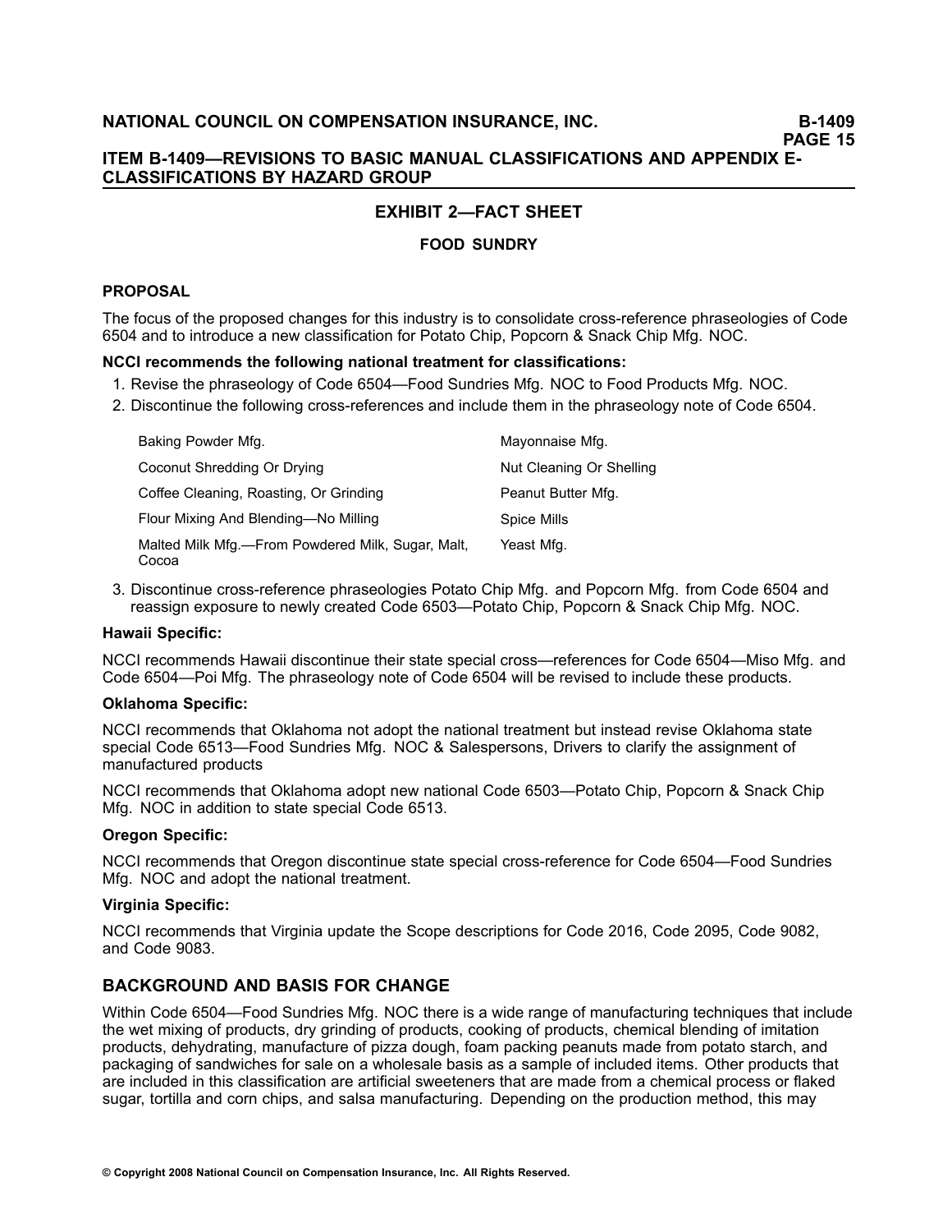## EXHIBIT 2—FACT SHEET

### FOOD SUNDRY

### PROPOSAL

The focus of the proposed changes for this industry is to consolidate cross-reference phraseologies of Code 6504 and to introduce a new classification for Potato Chip, Popcorn & Snack Chip Mfg. NOC.

**NCCI recommends the following national treatment for classifications:**

1. Revise the phraseology of Code 6504—Food Sundries Mfg. NOC to Food Products Mfg. NOC.
2. Discontinue the following cross-references and include them in the phraseology note of Code 6504.

| | |
|---|---|
| Baking Powder Mfg. | Mayonnaise Mfg. |
| Coconut Shredding Or Drying | Nut Cleaning Or Shelling |
| Coffee Cleaning, Roasting, Or Grinding | Peanut Butter Mfg. |
| Flour Mixing And Blending—No Milling | Spice Mills |
| Malted Milk Mfg.—From Powdered Milk, Sugar, Malt, Cocoa | Yeast Mfg. |

3. Discontinue cross-reference phraseologies Potato Chip Mfg. and Popcorn Mfg. from Code 6504 and reassign exposure to newly created Code 6503—Potato Chip, Popcorn & Snack Chip Mfg. NOC.

**Hawaii Specific:**

NCCI recommends Hawaii discontinue their state special cross—references for Code 6504—Miso Mfg. and Code 6504—Poi Mfg. The phraseology note of Code 6504 will be revised to include these products.

**Oklahoma Specific:**

NCCI recommends that Oklahoma not adopt the national treatment but instead revise Oklahoma state special Code 6513—Food Sundries Mfg. NOC & Salespersons, Drivers to clarify the assignment of manufactured products

NCCI recommends that Oklahoma adopt new national Code 6503—Potato Chip, Popcorn & Snack Chip Mfg. NOC in addition to state special Code 6513.

**Oregon Specific:**

NCCI recommends that Oregon discontinue state special cross-reference for Code 6504—Food Sundries Mfg. NOC and adopt the national treatment.

**Virginia Specific:**

NCCI recommends that Virginia update the Scope descriptions for Code 2016, Code 2095, Code 9082, and Code 9083.

## BACKGROUND AND BASIS FOR CHANGE

Within Code 6504—Food Sundries Mfg. NOC there is a wide range of manufacturing techniques that include the wet mixing of products, dry grinding of products, cooking of products, chemical blending of imitation products, dehydrating, manufacture of pizza dough, foam packing peanuts made from potato starch, and packaging of sandwiches for sale on a wholesale basis as a sample of included items. Other products that are included in this classification are artificial sweeteners that are made from a chemical process or flaked sugar, tortilla and corn chips, and salsa manufacturing. Depending on the production method, this may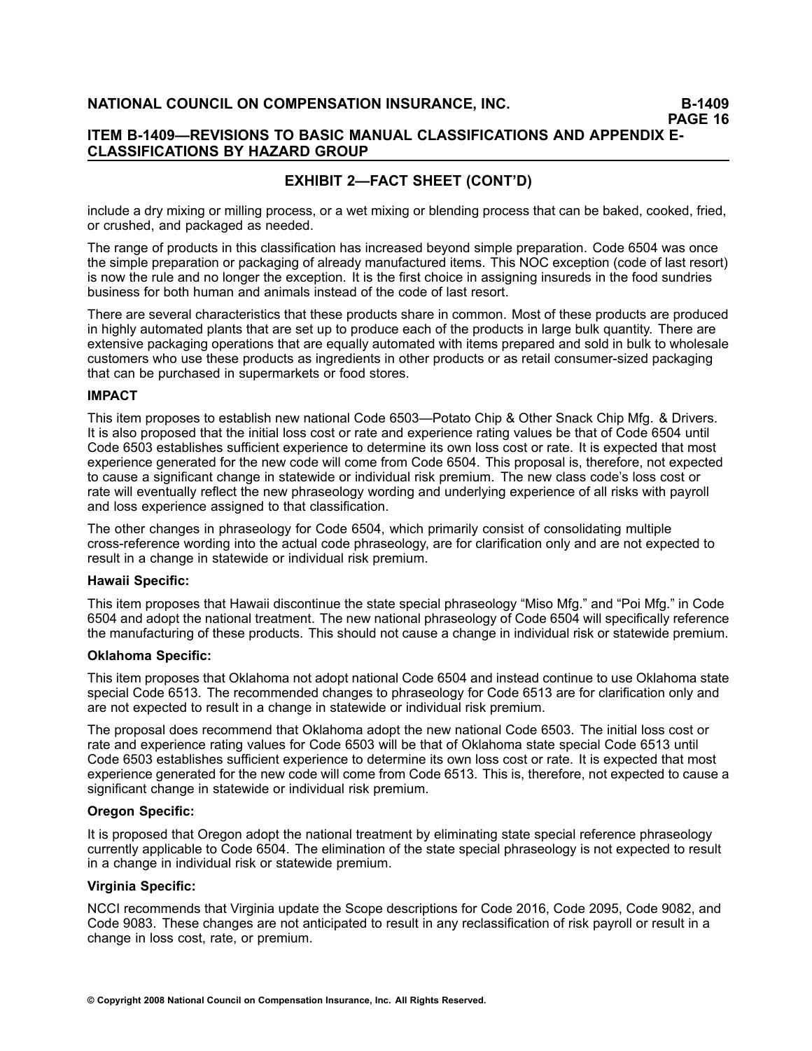## EXHIBIT 2—FACT SHEET (CONT'D)

include a dry mixing or milling process, or a wet mixing or blending process that can be baked, cooked, fried, or crushed, and packaged as needed.

The range of products in this classification has increased beyond simple preparation. Code 6504 was once the simple preparation or packaging of already manufactured items. This NOC exception (code of last resort) is now the rule and no longer the exception. It is the first choice in assigning insureds in the food sundries business for both human and animals instead of the code of last resort.

There are several characteristics that these products share in common. Most of these products are produced in highly automated plants that are set up to produce each of the products in large bulk quantity. There are extensive packaging operations that are equally automated with items prepared and sold in bulk to wholesale customers who use these products as ingredients in other products or as retail consumer-sized packaging that can be purchased in supermarkets or food stores.

### IMPACT

This item proposes to establish new national Code 6503—Potato Chip & Other Snack Chip Mfg. & Drivers. It is also proposed that the initial loss cost or rate and experience rating values be that of Code 6504 until Code 6503 establishes sufficient experience to determine its own loss cost or rate. It is expected that most experience generated for the new code will come from Code 6504. This proposal is, therefore, not expected to cause a significant change in statewide or individual risk premium. The new class code's loss cost or rate will eventually reflect the new phraseology wording and underlying experience of all risks with payroll and loss experience assigned to that classification.

The other changes in phraseology for Code 6504, which primarily consist of consolidating multiple cross-reference wording into the actual code phraseology, are for clarification only and are not expected to result in a change in statewide or individual risk premium.

**Hawaii Specific:**

This item proposes that Hawaii discontinue the state special phraseology "Miso Mfg." and "Poi Mfg." in Code 6504 and adopt the national treatment. The new national phraseology of Code 6504 will specifically reference the manufacturing of these products. This should not cause a change in individual risk or statewide premium.

**Oklahoma Specific:**

This item proposes that Oklahoma not adopt national Code 6504 and instead continue to use Oklahoma state special Code 6513. The recommended changes to phraseology for Code 6513 are for clarification only and are not expected to result in a change in statewide or individual risk premium.

The proposal does recommend that Oklahoma adopt the new national Code 6503. The initial loss cost or rate and experience rating values for Code 6503 will be that of Oklahoma state special Code 6513 until Code 6503 establishes sufficient experience to determine its own loss cost or rate. It is expected that most experience generated for the new code will come from Code 6513. This is, therefore, not expected to cause a significant change in statewide or individual risk premium.

**Oregon Specific:**

It is proposed that Oregon adopt the national treatment by eliminating state special reference phraseology currently applicable to Code 6504. The elimination of the state special phraseology is not expected to result in a change in individual risk or statewide premium.

**Virginia Specific:**

NCCI recommends that Virginia update the Scope descriptions for Code 2016, Code 2095, Code 9082, and Code 9083. These changes are not anticipated to result in any reclassification of risk payroll or result in a change in loss cost, rate, or premium.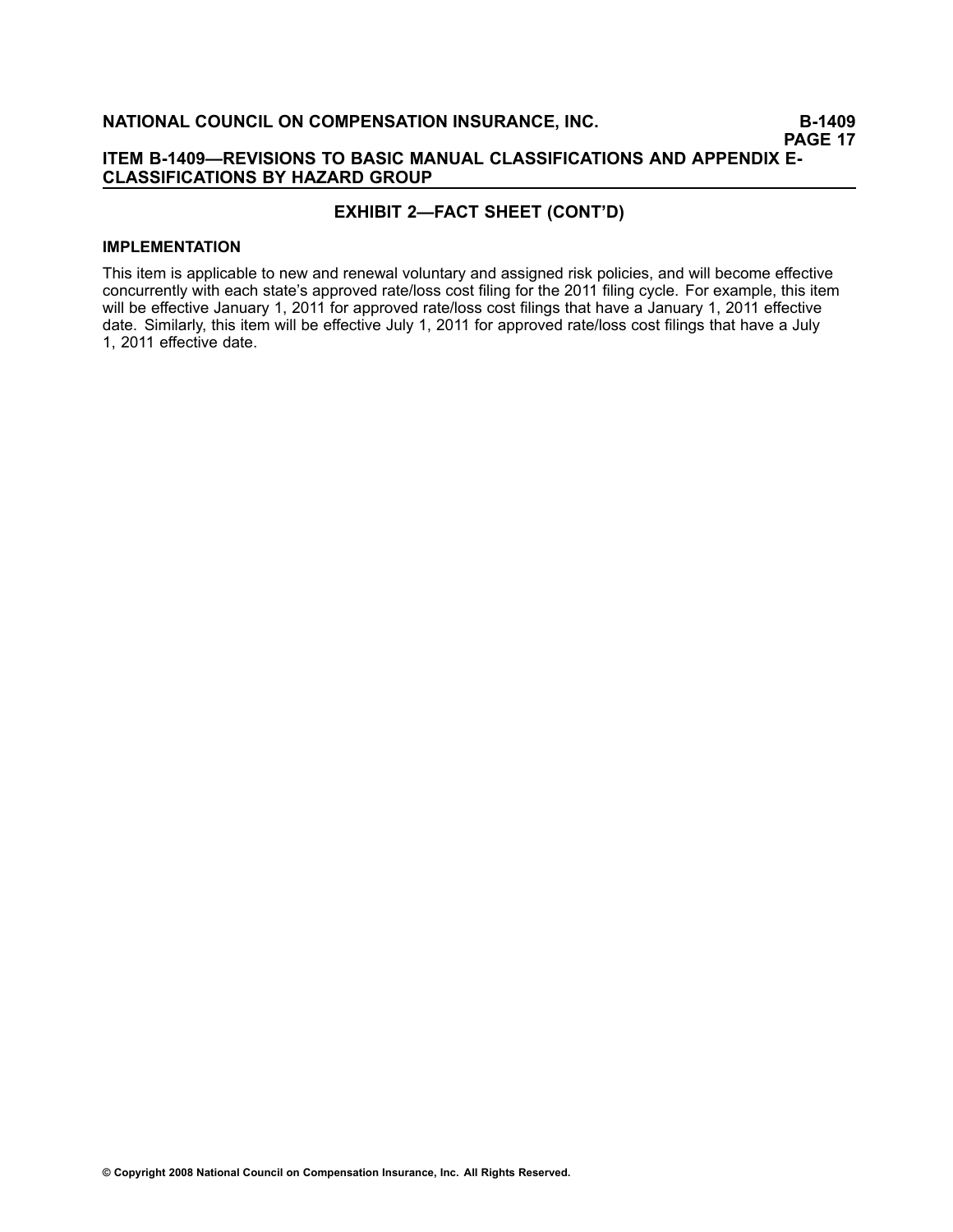## EXHIBIT 2—FACT SHEET (CONT'D)

### IMPLEMENTATION

This item is applicable to new and renewal voluntary and assigned risk policies, and will become effective concurrently with each state's approved rate/loss cost filing for the 2011 filing cycle. For example, this item will be effective January 1, 2011 for approved rate/loss cost filings that have a January 1, 2011 effective date. Similarly, this item will be effective July 1, 2011 for approved rate/loss cost filings that have a July 1, 2011 effective date.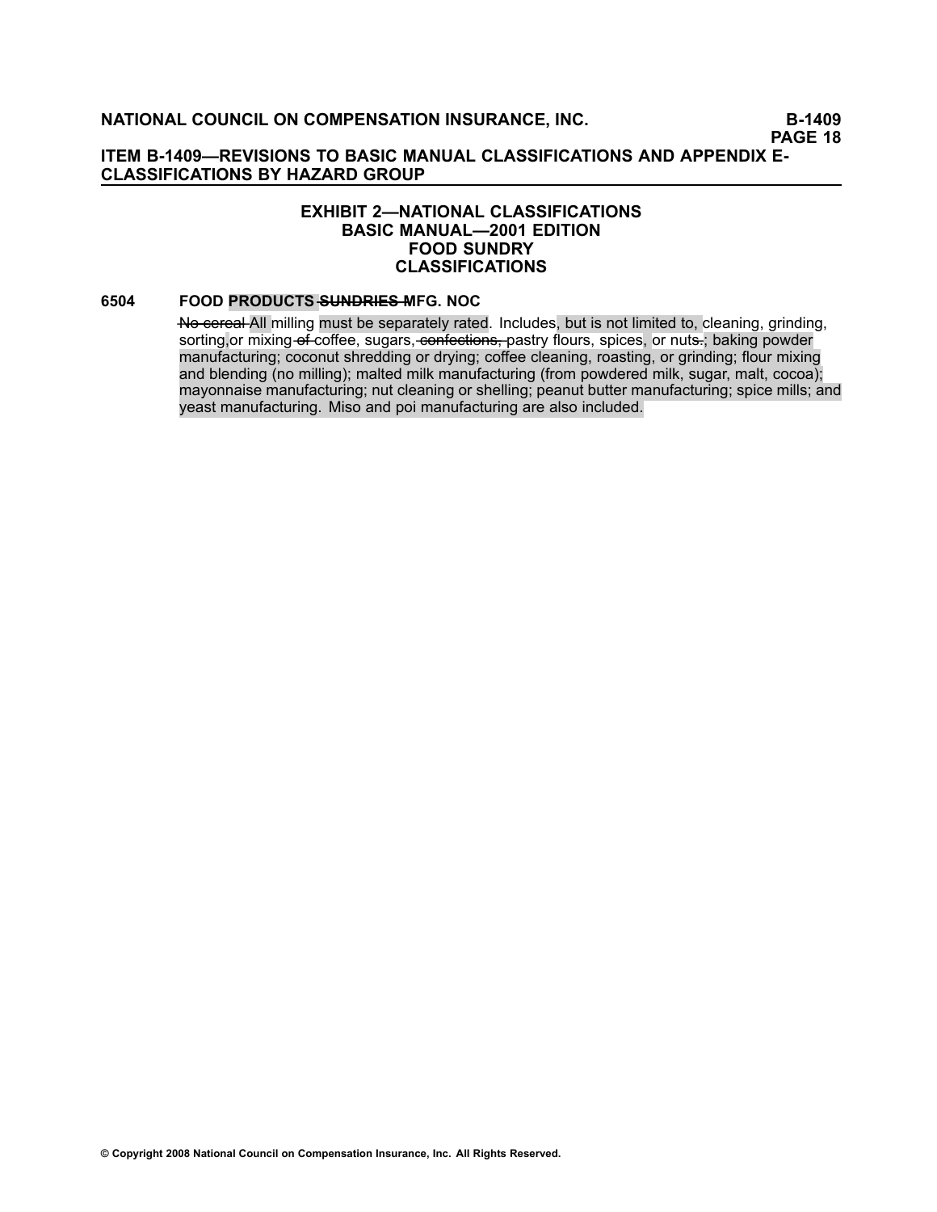## EXHIBIT 2—NATIONAL CLASSIFICATIONS
## BASIC MANUAL—2001 EDITION
## FOOD SUNDRY
## CLASSIFICATIONS

**6504 FOOD PRODUCTS ~~SUNDRIES~~ MFG. NOC**

~~No cereal~~ All milling must be separately rated. Includes, but is not limited to, cleaning, grinding, sorting, or mixing ~~of~~ coffee, sugars, ~~confections,~~ pastry flours, spices, or nuts~~.~~; baking powder manufacturing; coconut shredding or drying; coffee cleaning, roasting, or grinding; flour mixing and blending (no milling); malted milk manufacturing (from powdered milk, sugar, malt, cocoa); mayonnaise manufacturing; nut cleaning or shelling; peanut butter manufacturing; spice mills; and yeast manufacturing. Miso and poi manufacturing are also included.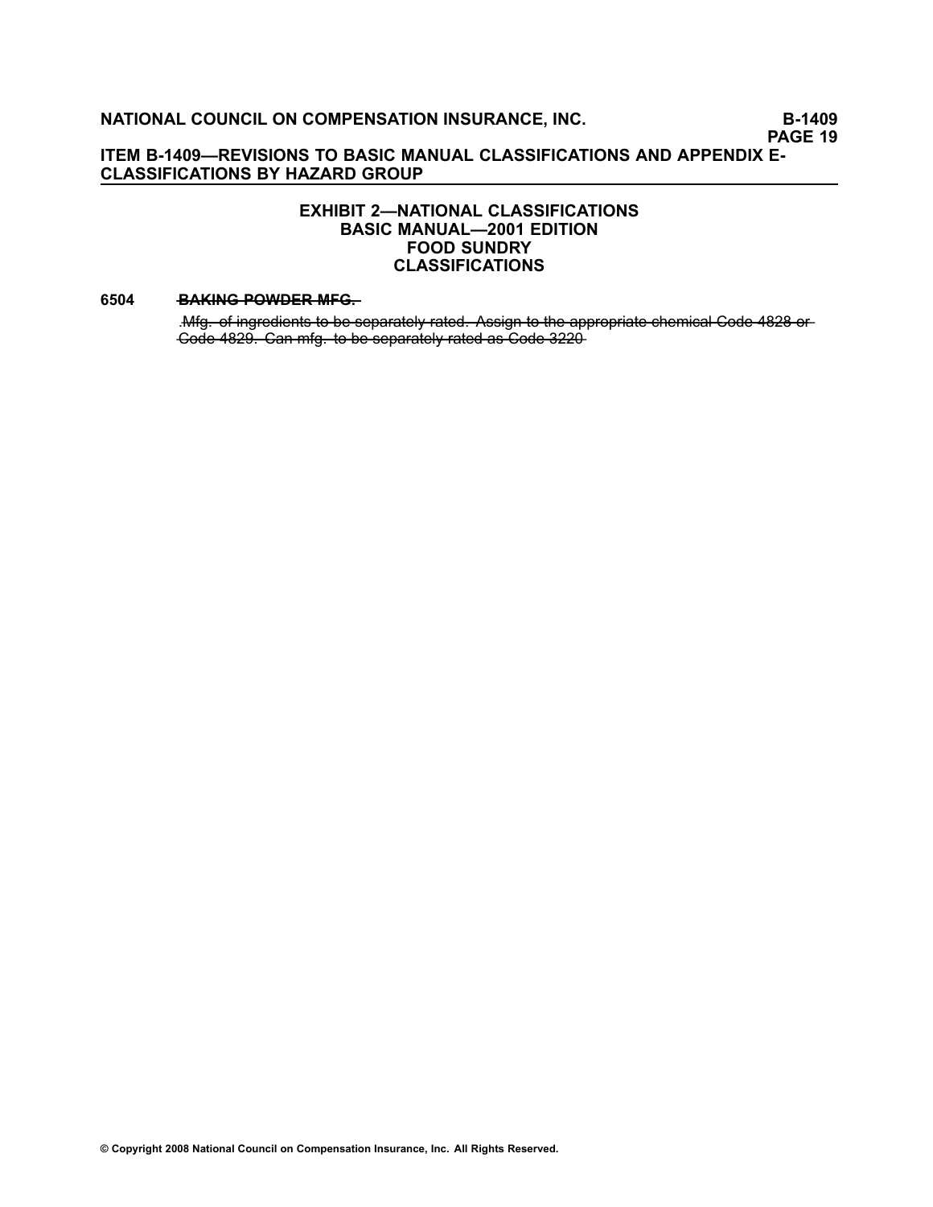## EXHIBIT 2—NATIONAL CLASSIFICATIONS
## BASIC MANUAL—2001 EDITION
## FOOD SUNDRY
## CLASSIFICATIONS

**6504** ~~**BAKING POWDER MFG.**~~

~~.Mfg. of ingredients to be separately rated. Assign to the appropriate chemical Code 4828 or Code 4829. Can mfg. to be separately rated as Code 3220~~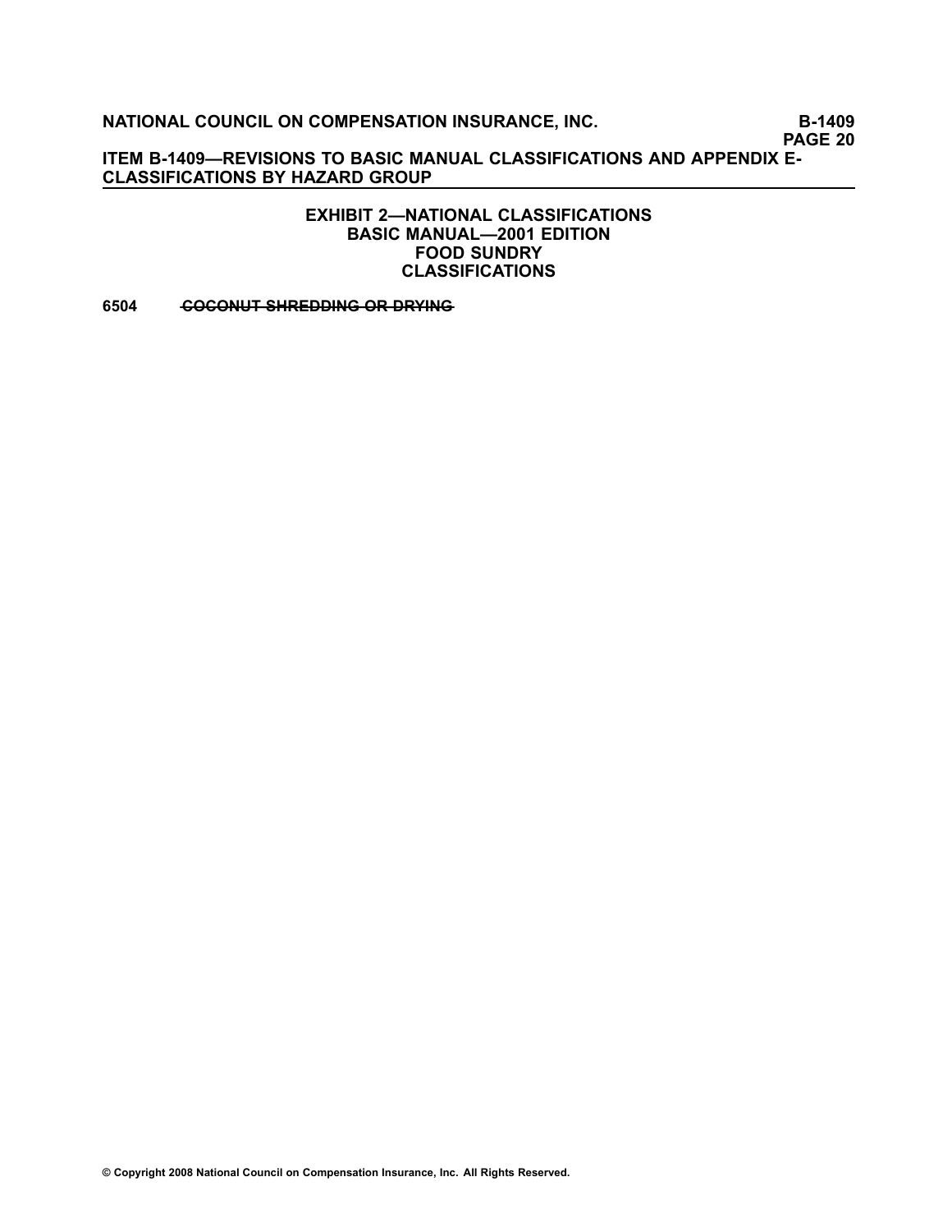## EXHIBIT 2—NATIONAL CLASSIFICATIONS
## BASIC MANUAL—2001 EDITION
## FOOD SUNDRY
## CLASSIFICATIONS

**6504** ~~**COCONUT SHREDDING OR DRYING**~~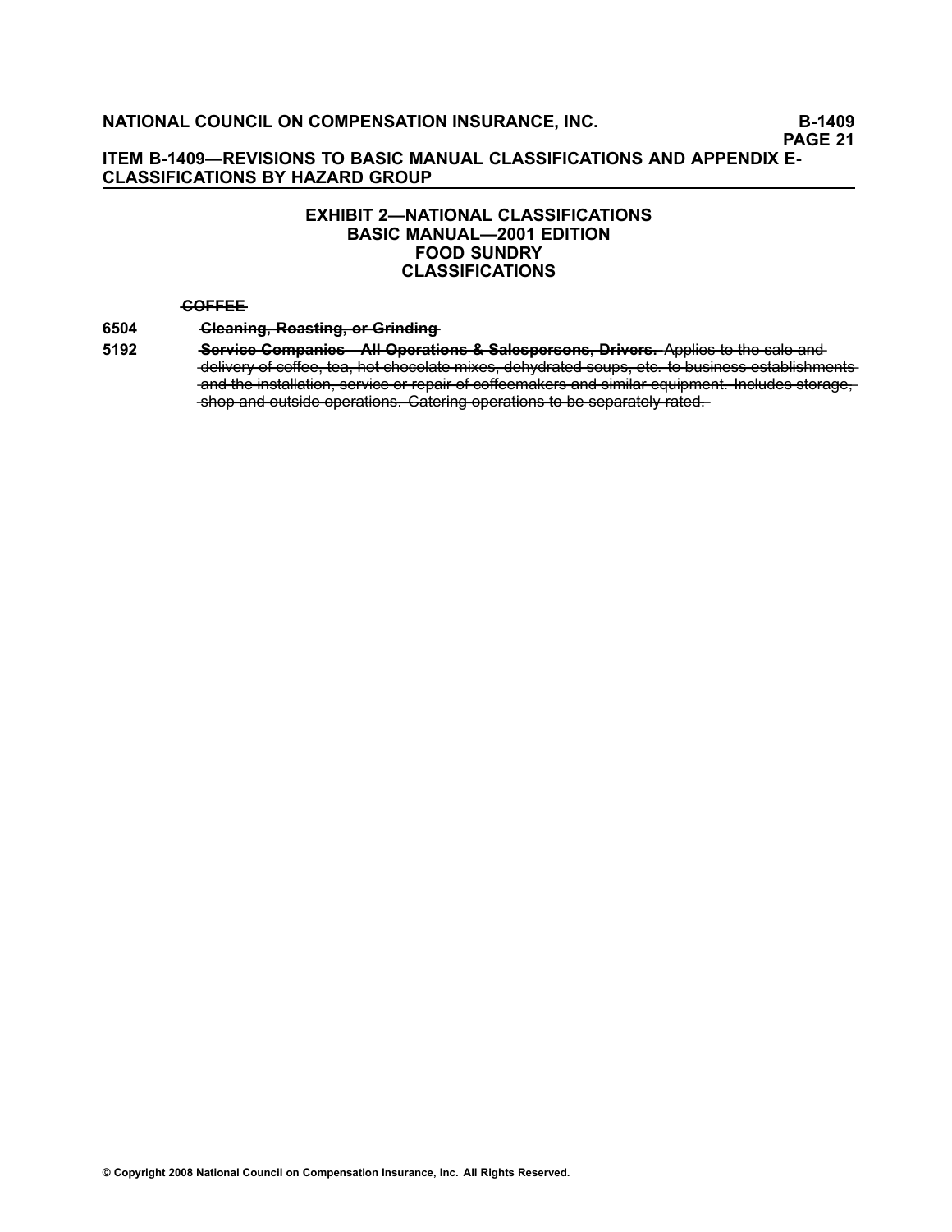## EXHIBIT 2—NATIONAL CLASSIFICATIONS
## BASIC MANUAL—2001 EDITION
## FOOD SUNDRY
## CLASSIFICATIONS

~~**COFFEE**~~

6504 ~~**Cleaning, Roasting, or Grinding**~~

5192 ~~**Service Companies - All Operations & Salespersons, Drivers.** Applies to the sale and delivery of coffee, tea, hot chocolate mixes, dehydrated soups, etc. to business establishments and the installation, service or repair of coffeemakers and similar equipment. Includes storage, shop and outside operations. Catering operations to be separately rated.~~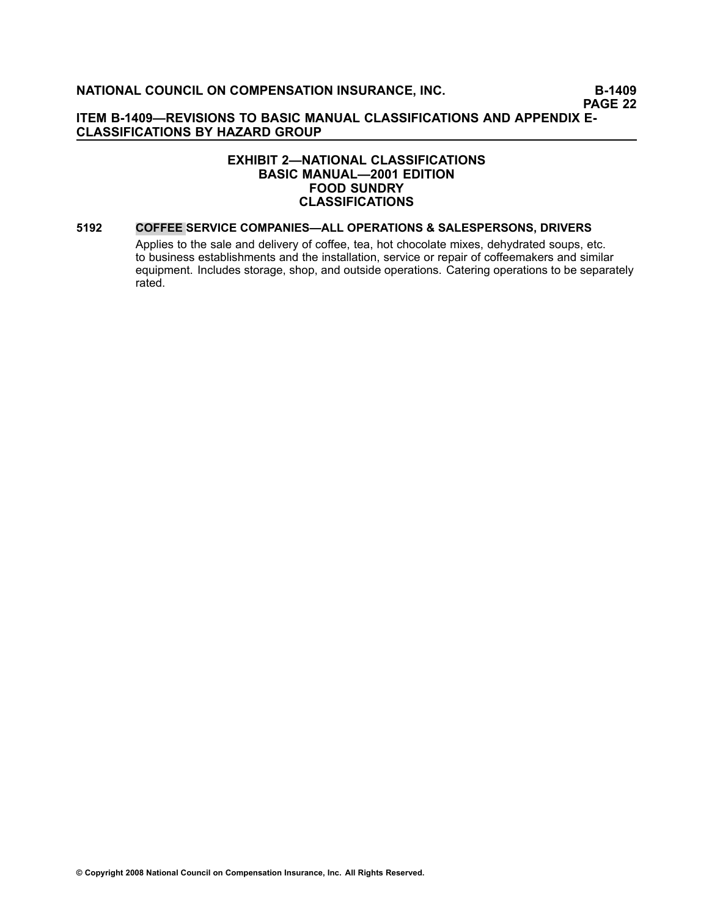## EXHIBIT 2—NATIONAL CLASSIFICATIONS
## BASIC MANUAL—2001 EDITION
## FOOD SUNDRY
## CLASSIFICATIONS

**5192 COFFEE SERVICE COMPANIES—ALL OPERATIONS & SALESPERSONS, DRIVERS**

Applies to the sale and delivery of coffee, tea, hot chocolate mixes, dehydrated soups, etc. to business establishments and the installation, service or repair of coffeemakers and similar equipment. Includes storage, shop, and outside operations. Catering operations to be separately rated.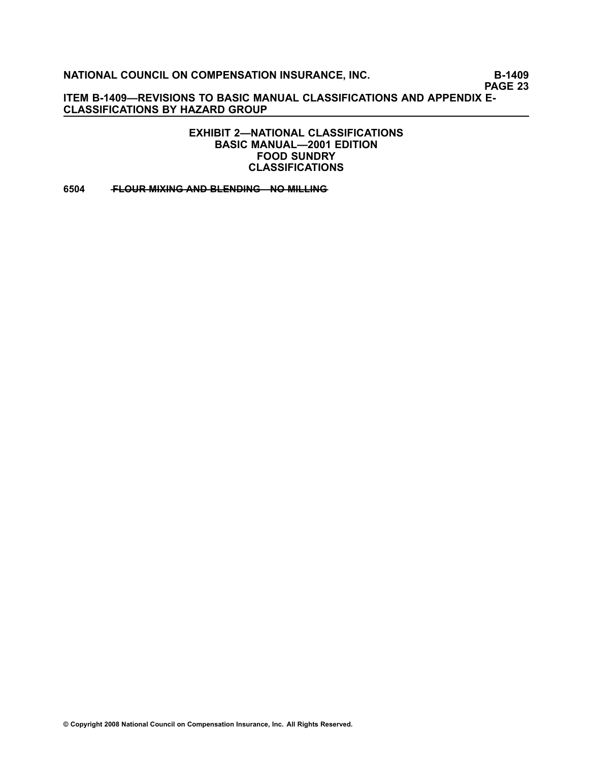## EXHIBIT 2—NATIONAL CLASSIFICATIONS
## BASIC MANUAL—2001 EDITION
## FOOD SUNDRY
## CLASSIFICATIONS

**6504** ~~**FLOUR MIXING AND BLENDING—NO MILLING**~~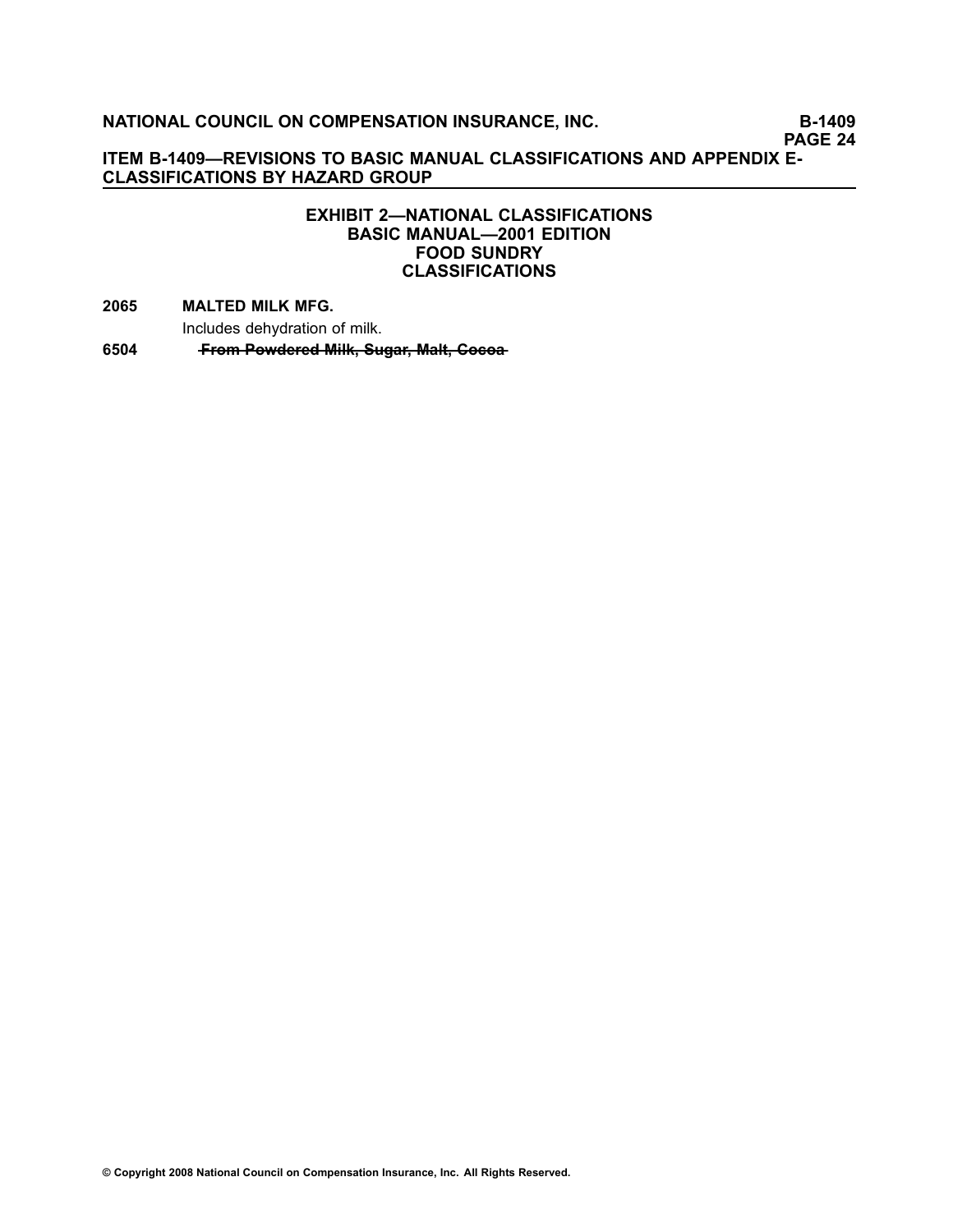### EXHIBIT 2—NATIONAL CLASSIFICATIONS
### BASIC MANUAL—2001 EDITION
### FOOD SUNDRY
### CLASSIFICATIONS

**2065 MALTED MILK MFG.**

Includes dehydration of milk.

**6504** ~~**From Powdered Milk, Sugar, Malt, Cocoa**~~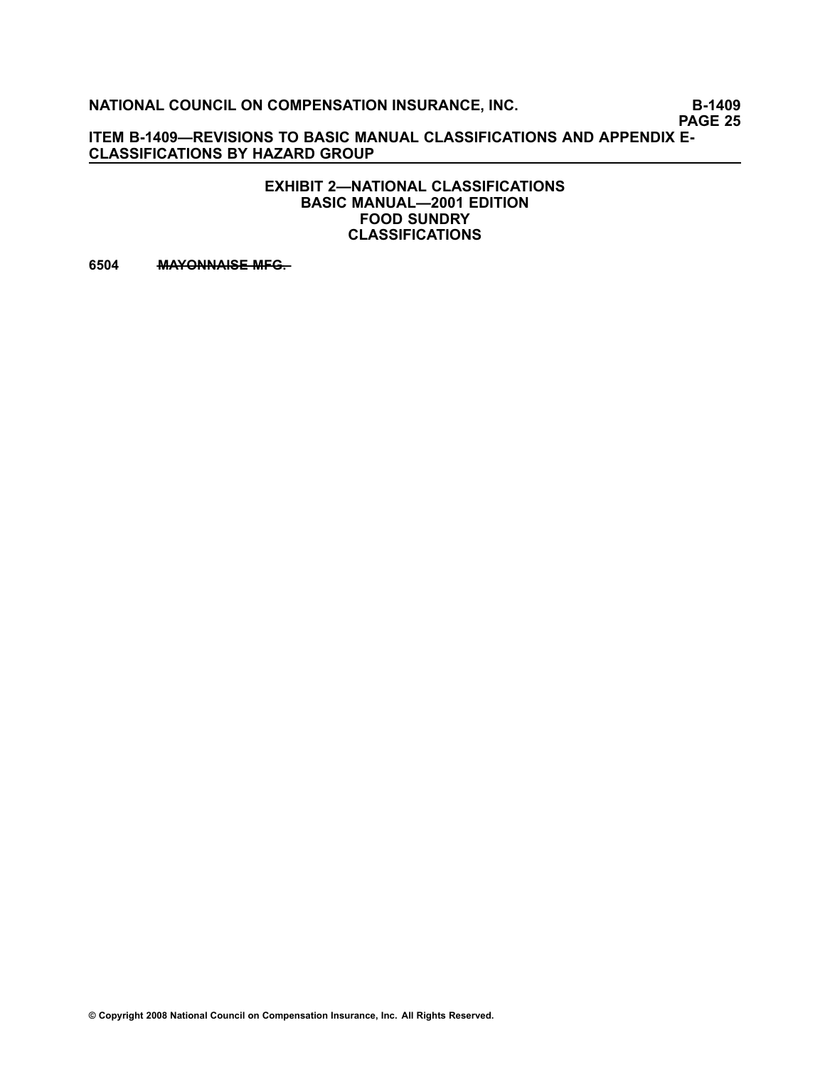**EXHIBIT 2—NATIONAL CLASSIFICATIONS**
**BASIC MANUAL—2001 EDITION**
**FOOD SUNDRY**
**CLASSIFICATIONS**

**6504** ~~**MAYONNAISE MFG.**~~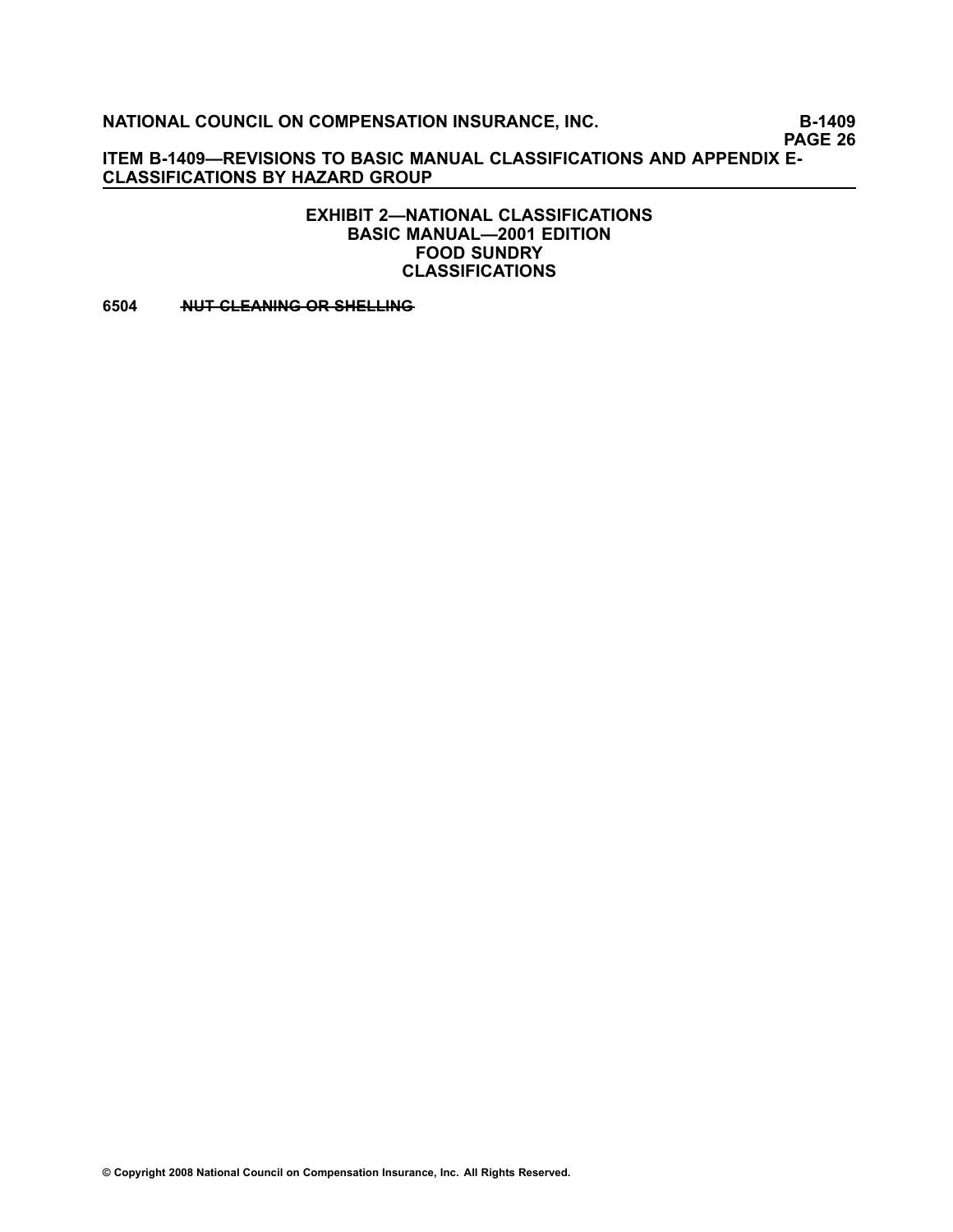## EXHIBIT 2—NATIONAL CLASSIFICATIONS
## BASIC MANUAL—2001 EDITION
## FOOD SUNDRY
## CLASSIFICATIONS

**6504** ~~**NUT CLEANING OR SHELLING**~~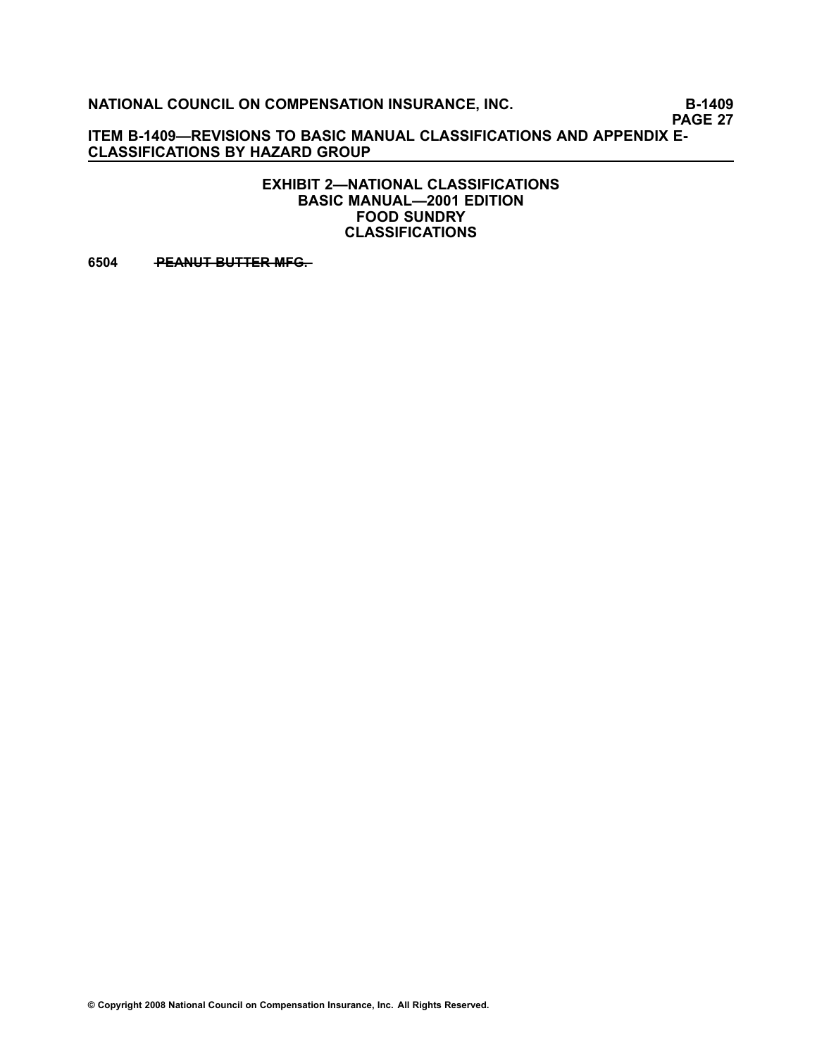## EXHIBIT 2—NATIONAL CLASSIFICATIONS
## BASIC MANUAL—2001 EDITION
## FOOD SUNDRY
## CLASSIFICATIONS

**6504** ~~**PEANUT BUTTER MFG.**~~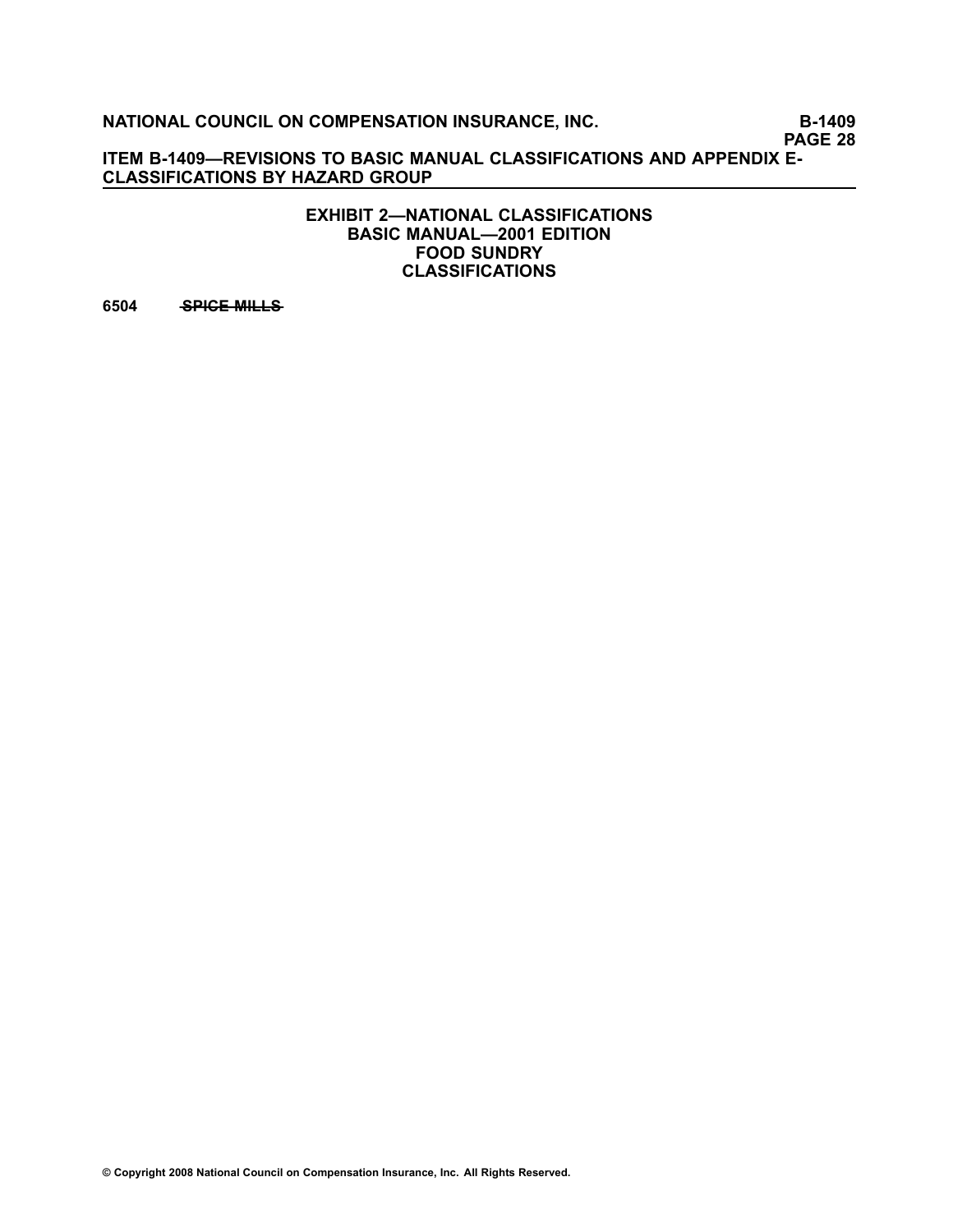**EXHIBIT 2—NATIONAL CLASSIFICATIONS**
**BASIC MANUAL—2001 EDITION**
**FOOD SUNDRY**
**CLASSIFICATIONS**

**6504** ~~**SPICE MILLS**~~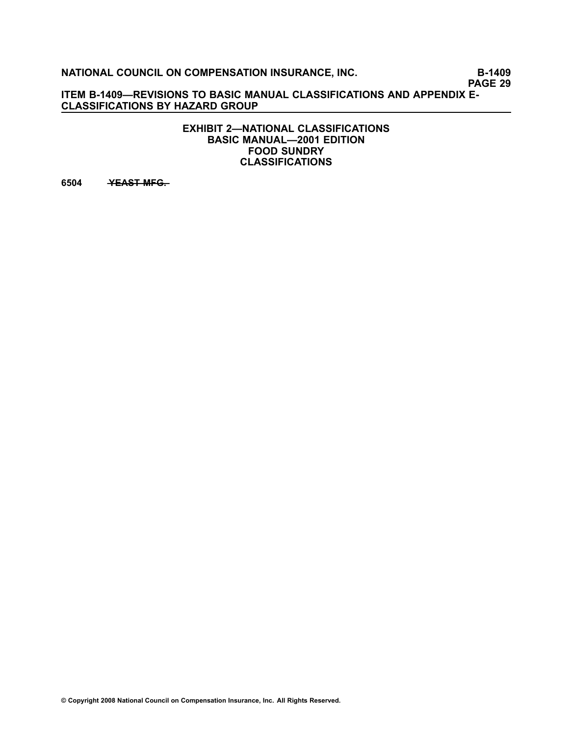## EXHIBIT 2—NATIONAL CLASSIFICATIONS
## BASIC MANUAL—2001 EDITION
## FOOD SUNDRY
## CLASSIFICATIONS

**6504** ~~**YEAST MFG.**~~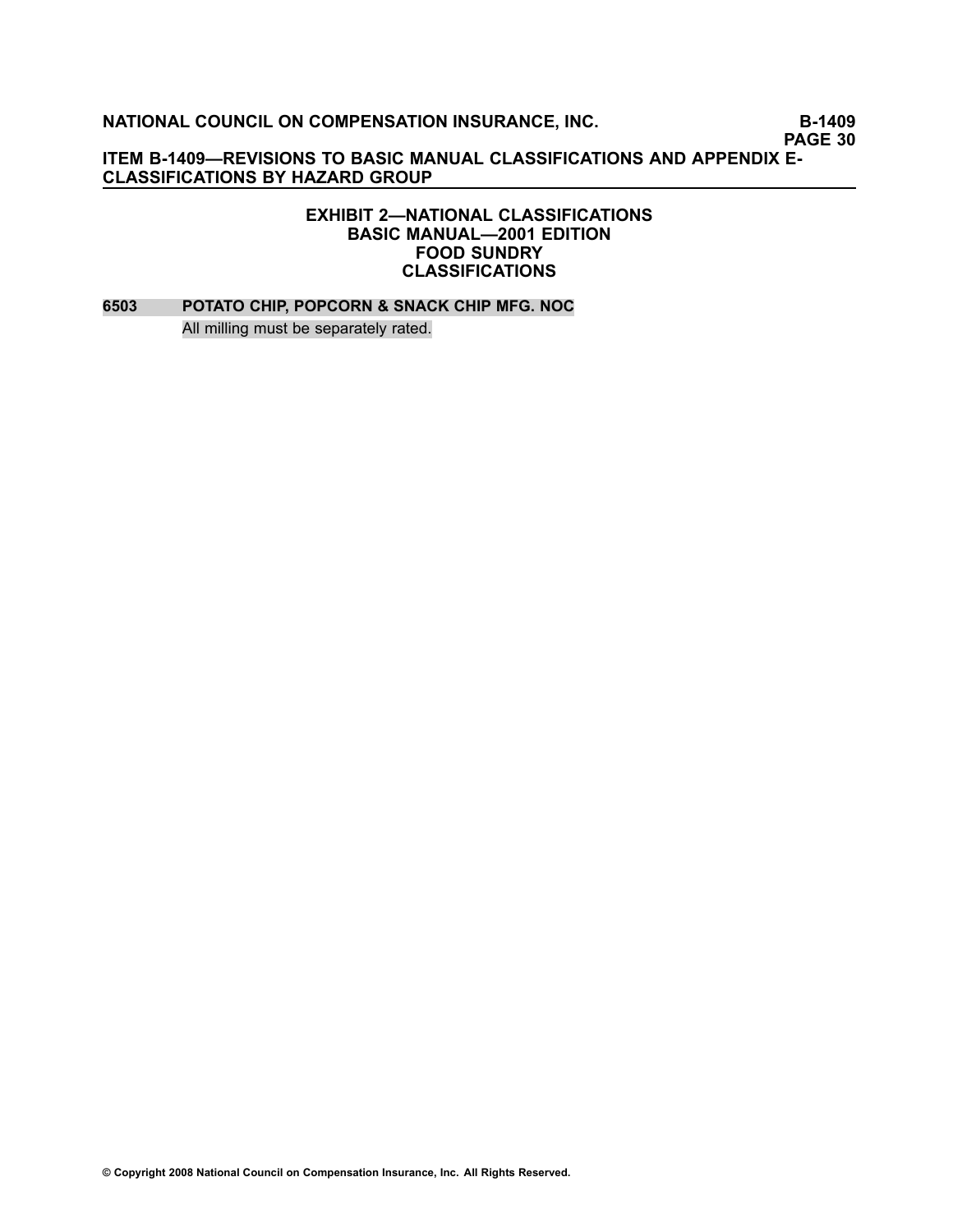## EXHIBIT 2—NATIONAL CLASSIFICATIONS
## BASIC MANUAL—2001 EDITION
## FOOD SUNDRY
## CLASSIFICATIONS

**6503 POTATO CHIP, POPCORN & SNACK CHIP MFG. NOC**

All milling must be separately rated.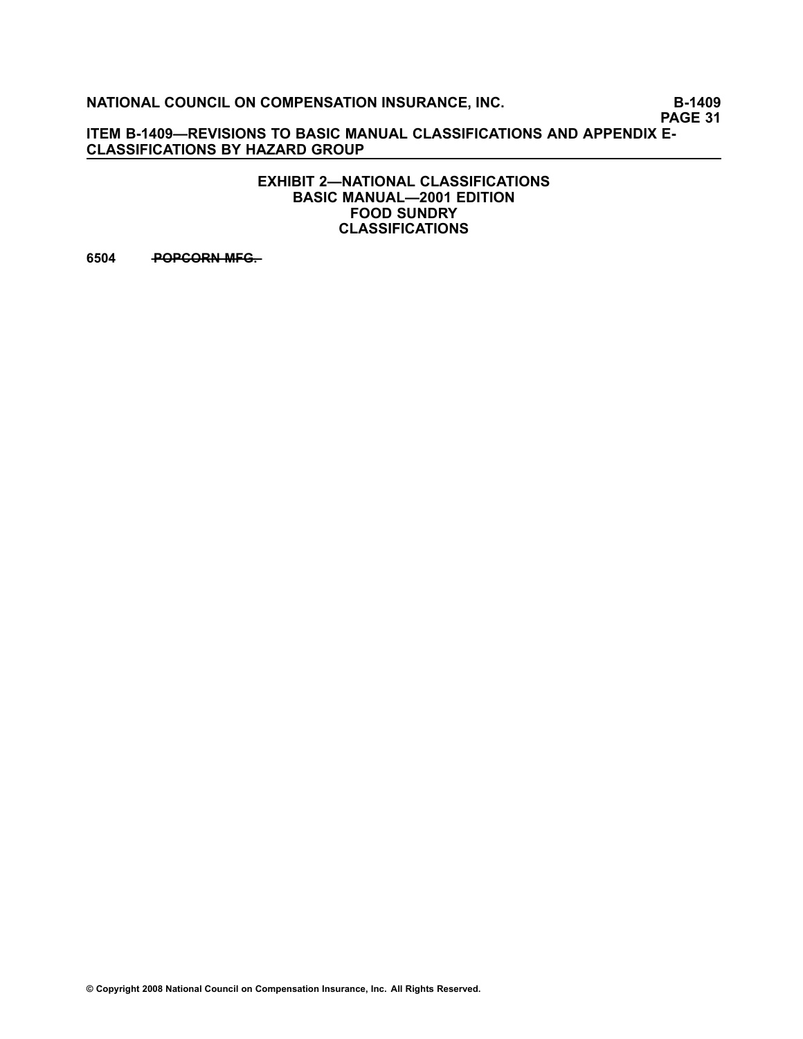**EXHIBIT 2—NATIONAL CLASSIFICATIONS**
**BASIC MANUAL—2001 EDITION**
**FOOD SUNDRY**
**CLASSIFICATIONS**

**6504** ~~**POPCORN MFG.**~~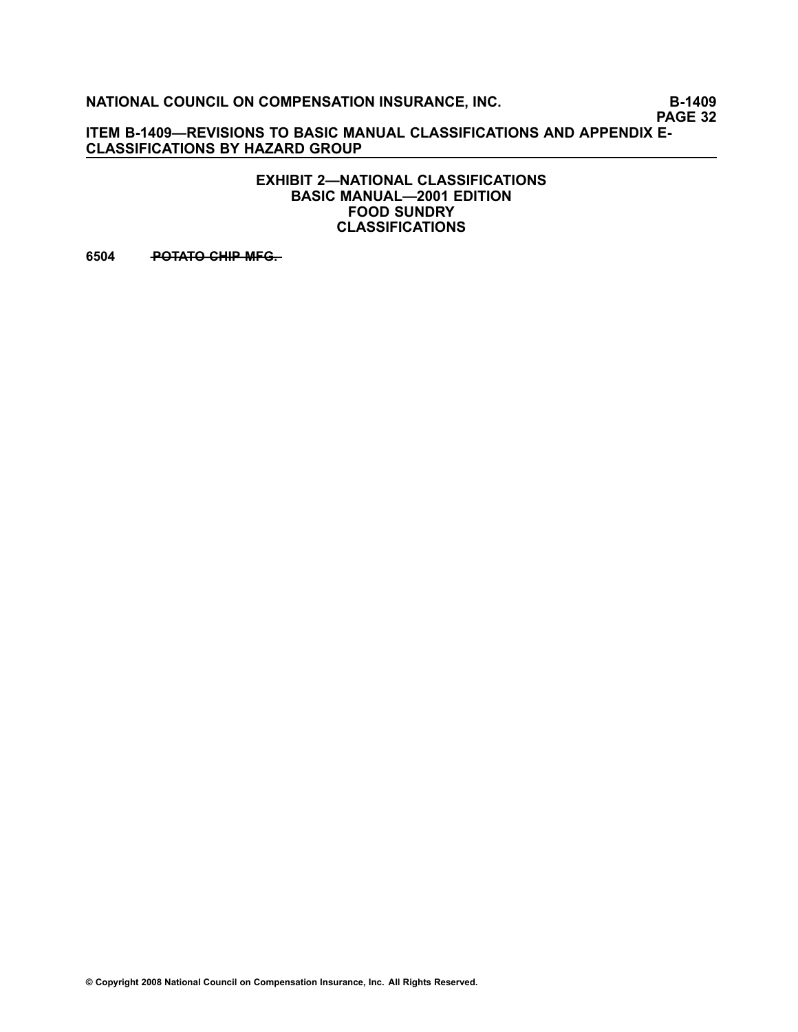## EXHIBIT 2—NATIONAL CLASSIFICATIONS
## BASIC MANUAL—2001 EDITION
## FOOD SUNDRY
## CLASSIFICATIONS

**6504** ~~**POTATO CHIP MFG.**~~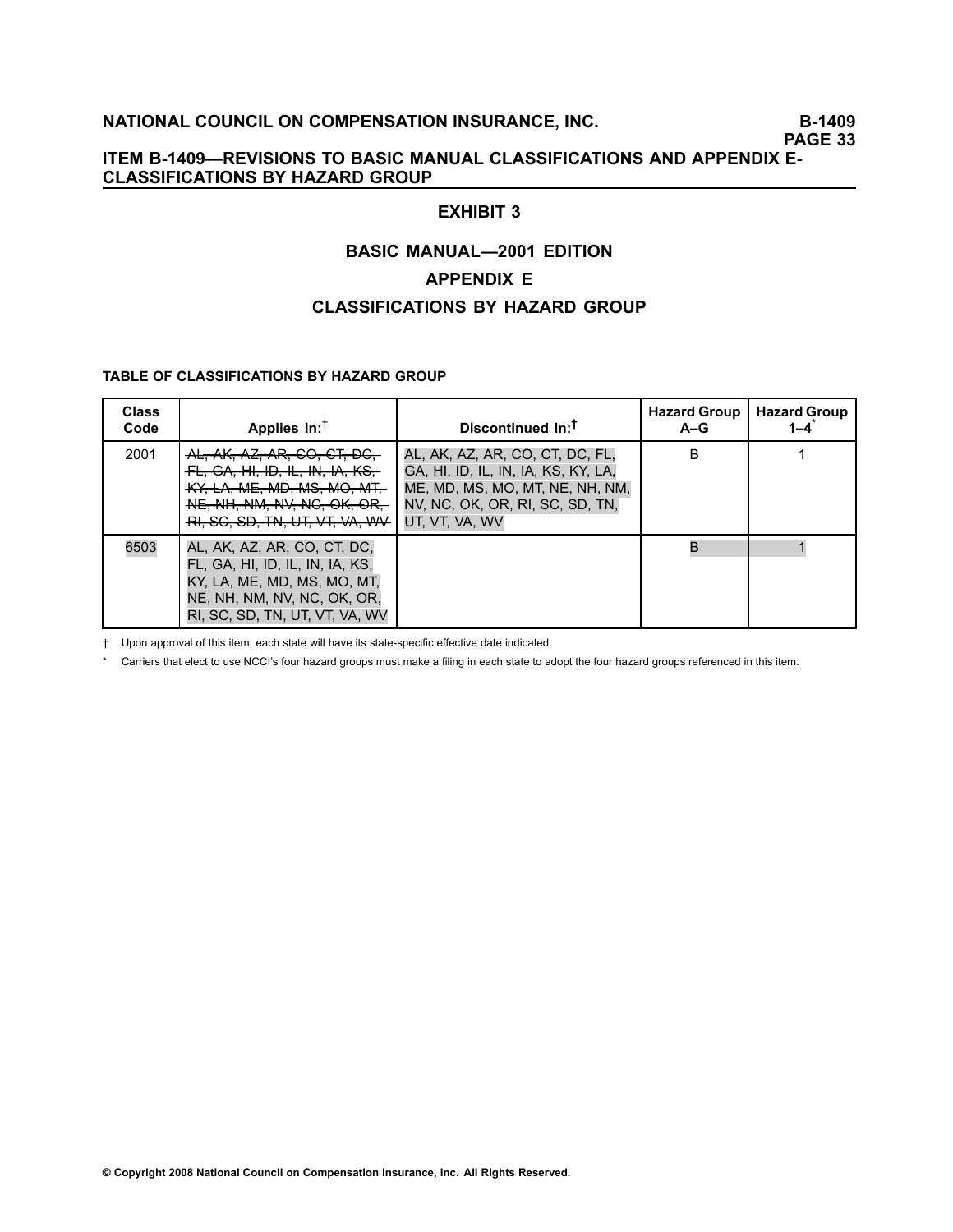## ITEM B-1409—REVISIONS TO BASIC MANUAL CLASSIFICATIONS AND APPENDIX E-CLASSIFICATIONS BY HAZARD GROUP

### EXHIBIT 3

### BASIC MANUAL—2001 EDITION

### APPENDIX E

### CLASSIFICATIONS BY HAZARD GROUP

**TABLE OF CLASSIFICATIONS BY HAZARD GROUP**

| Class Code | Applies In:† | Discontinued In:† | Hazard Group A–G | Hazard Group 1–4* |
|---|---|---|---|---|
| 2001 | ~~AL, AK, AZ, AR, CO, CT, DC, FL, GA, HI, ID, IL, IN, IA, KS, KY, LA, ME, MD, MS, MO, MT, NE, NH, NM, NV, NC, OK, OR, RI, SC, SD, TN, UT, VT, VA, WV~~ | AL, AK, AZ, AR, CO, CT, DC, FL, GA, HI, ID, IL, IN, IA, KS, KY, LA, ME, MD, MS, MO, MT, NE, NH, NM, NV, NC, OK, OR, RI, SC, SD, TN, UT, VT, VA, WV | B | 1 |
| 6503 | AL, AK, AZ, AR, CO, CT, DC, FL, GA, HI, ID, IL, IN, IA, KS, KY, LA, ME, MD, MS, MO, MT, NE, NH, NM, NV, NC, OK, OR, RI, SC, SD, TN, UT, VT, VA, WV | | B | 1 |

† Upon approval of this item, each state will have its state-specific effective date indicated.

* Carriers that elect to use NCCI's four hazard groups must make a filing in each state to adopt the four hazard groups referenced in this item.

© Copyright 2008 National Council on Compensation Insurance, Inc. All Rights Reserved.